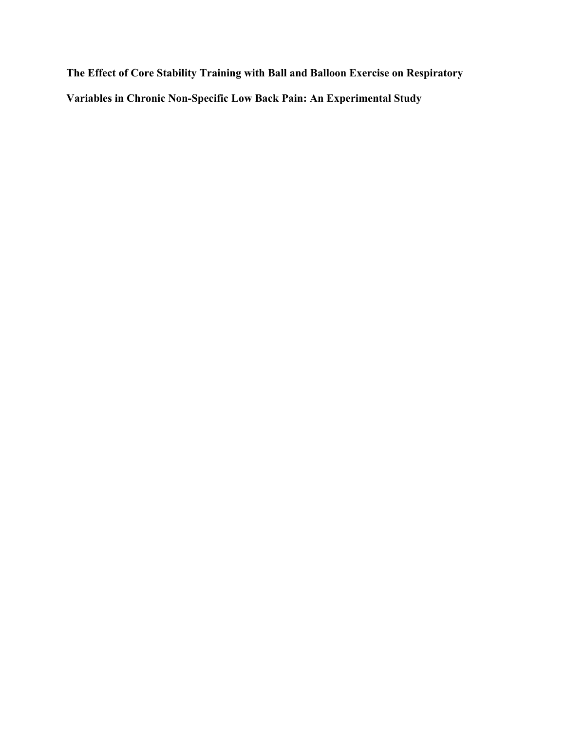# The Effect of Core Stability Training with Ball and Balloon Exercise on Respiratory Variables in Chronic Non-Specific Low Back Pain: An Experimental Study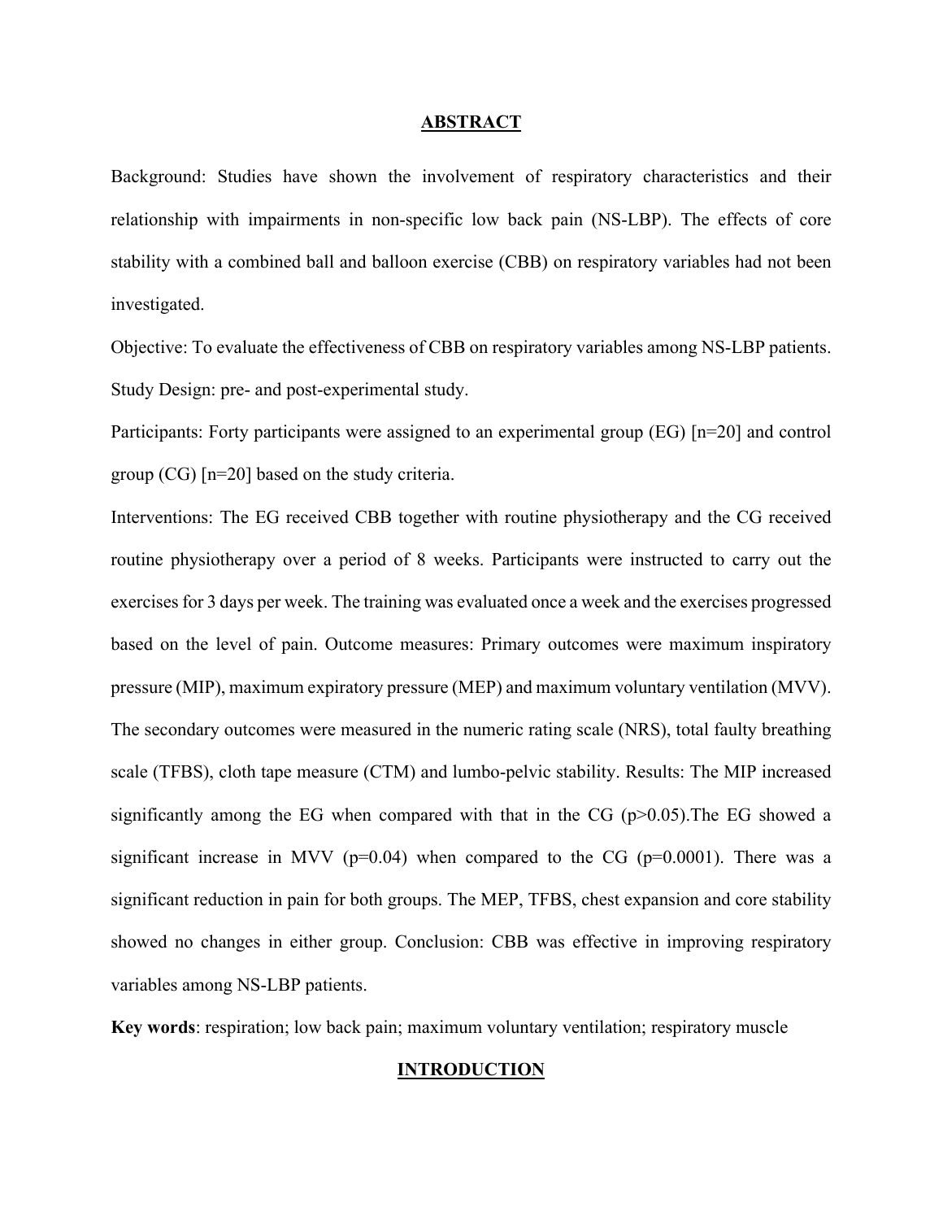## ABSTRACT

Background: Studies have shown the involvement of respiratory characteristics and their relationship with impairments in non-specific low back pain (NS-LBP). The effects of core stability with a combined ball and balloon exercise (CBB) on respiratory variables had not been investigated.

Objective: To evaluate the effectiveness of CBB on respiratory variables among NS-LBP patients.

Study Design: pre- and post-experimental study.

Participants: Forty participants were assigned to an experimental group (EG) [n=20] and control group (CG) [n=20] based on the study criteria.

Interventions: The EG received CBB together with routine physiotherapy and the CG received routine physiotherapy over a period of 8 weeks. Participants were instructed to carry out the exercises for 3 days per week. The training was evaluated once a week and the exercises progressed based on the level of pain. Outcome measures: Primary outcomes were maximum inspiratory pressure (MIP), maximum expiratory pressure (MEP) and maximum voluntary ventilation (MVV). The secondary outcomes were measured in the numeric rating scale (NRS), total faulty breathing scale (TFBS), cloth tape measure (CTM) and lumbo-pelvic stability. Results: The MIP increased significantly among the EG when compared with that in the CG ($p>0.05$).The EG showed a significant increase in MVV ($p=0.04$) when compared to the CG ($p=0.0001$). There was a significant reduction in pain for both groups. The MEP, TFBS, chest expansion and core stability showed no changes in either group. Conclusion: CBB was effective in improving respiratory variables among NS-LBP patients.

**Key words**: respiration; low back pain; maximum voluntary ventilation; respiratory muscle

## INTRODUCTION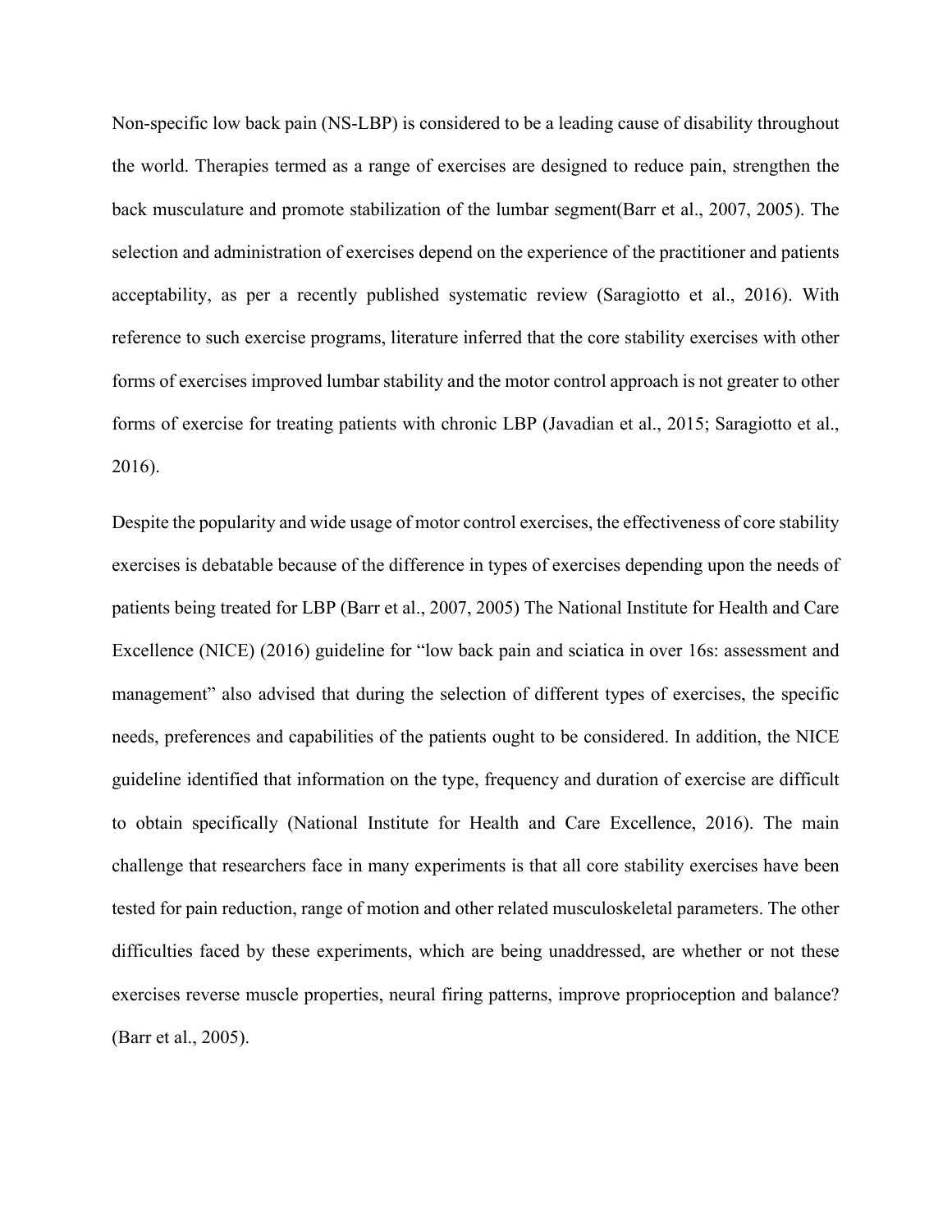Non-specific low back pain (NS-LBP) is considered to be a leading cause of disability throughout the world. Therapies termed as a range of exercises are designed to reduce pain, strengthen the back musculature and promote stabilization of the lumbar segment(Barr et al., 2007, 2005). The selection and administration of exercises depend on the experience of the practitioner and patients acceptability, as per a recently published systematic review (Saragiotto et al., 2016). With reference to such exercise programs, literature inferred that the core stability exercises with other forms of exercises improved lumbar stability and the motor control approach is not greater to other forms of exercise for treating patients with chronic LBP (Javadian et al., 2015; Saragiotto et al., 2016).

Despite the popularity and wide usage of motor control exercises, the effectiveness of core stability exercises is debatable because of the difference in types of exercises depending upon the needs of patients being treated for LBP (Barr et al., 2007, 2005) The National Institute for Health and Care Excellence (NICE) (2016) guideline for "low back pain and sciatica in over 16s: assessment and management" also advised that during the selection of different types of exercises, the specific needs, preferences and capabilities of the patients ought to be considered. In addition, the NICE guideline identified that information on the type, frequency and duration of exercise are difficult to obtain specifically (National Institute for Health and Care Excellence, 2016). The main challenge that researchers face in many experiments is that all core stability exercises have been tested for pain reduction, range of motion and other related musculoskeletal parameters. The other difficulties faced by these experiments, which are being unaddressed, are whether or not these exercises reverse muscle properties, neural firing patterns, improve proprioception and balance? (Barr et al., 2005).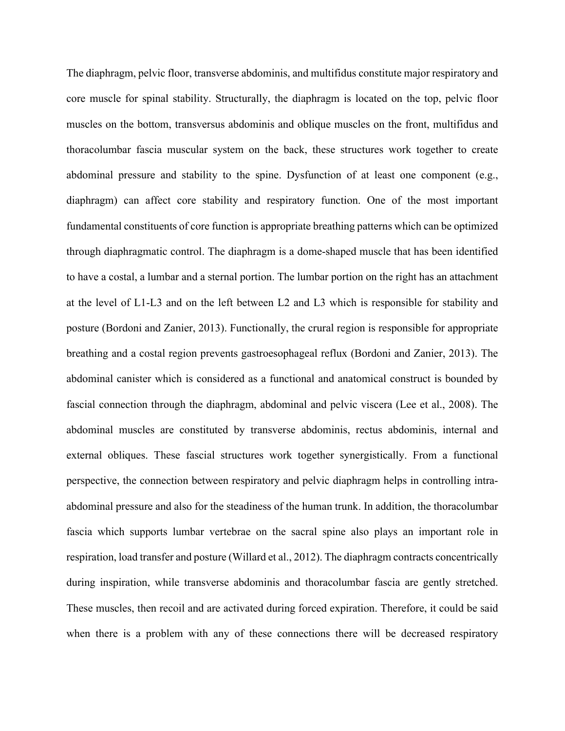The diaphragm, pelvic floor, transverse abdominis, and multifidus constitute major respiratory and core muscle for spinal stability. Structurally, the diaphragm is located on the top, pelvic floor muscles on the bottom, transversus abdominis and oblique muscles on the front, multifidus and thoracolumbar fascia muscular system on the back, these structures work together to create abdominal pressure and stability to the spine. Dysfunction of at least one component (e.g., diaphragm) can affect core stability and respiratory function. One of the most important fundamental constituents of core function is appropriate breathing patterns which can be optimized through diaphragmatic control. The diaphragm is a dome-shaped muscle that has been identified to have a costal, a lumbar and a sternal portion. The lumbar portion on the right has an attachment at the level of L1-L3 and on the left between L2 and L3 which is responsible for stability and posture (Bordoni and Zanier, 2013). Functionally, the crural region is responsible for appropriate breathing and a costal region prevents gastroesophageal reflux (Bordoni and Zanier, 2013). The abdominal canister which is considered as a functional and anatomical construct is bounded by fascial connection through the diaphragm, abdominal and pelvic viscera (Lee et al., 2008). The abdominal muscles are constituted by transverse abdominis, rectus abdominis, internal and external obliques. These fascial structures work together synergistically. From a functional perspective, the connection between respiratory and pelvic diaphragm helps in controlling intra-abdominal pressure and also for the steadiness of the human trunk. In addition, the thoracolumbar fascia which supports lumbar vertebrae on the sacral spine also plays an important role in respiration, load transfer and posture (Willard et al., 2012). The diaphragm contracts concentrically during inspiration, while transverse abdominis and thoracolumbar fascia are gently stretched. These muscles, then recoil and are activated during forced expiration. Therefore, it could be said when there is a problem with any of these connections there will be decreased respiratory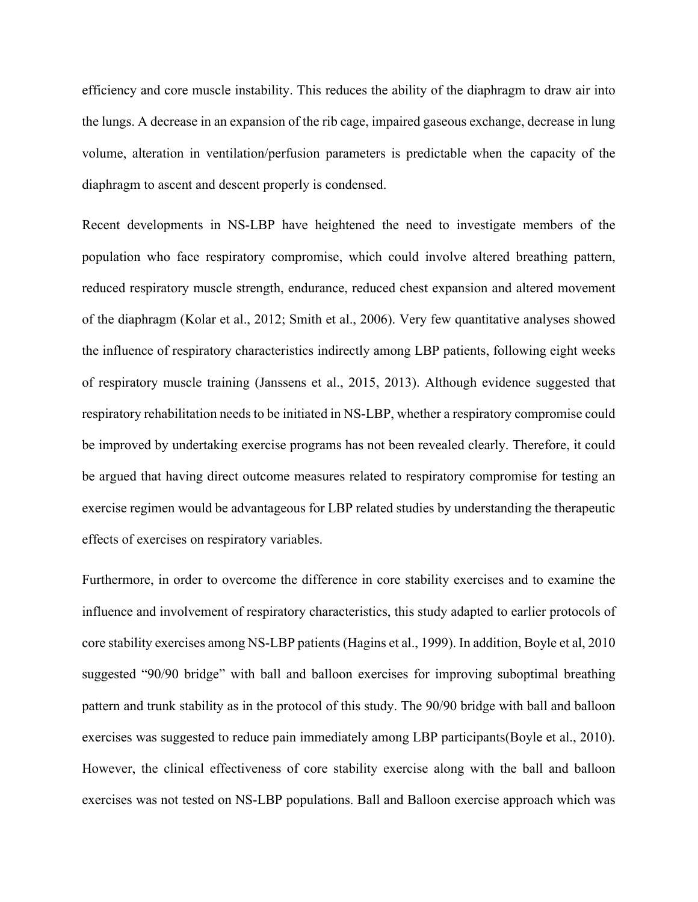efficiency and core muscle instability. This reduces the ability of the diaphragm to draw air into the lungs. A decrease in an expansion of the rib cage, impaired gaseous exchange, decrease in lung volume, alteration in ventilation/perfusion parameters is predictable when the capacity of the diaphragm to ascent and descent properly is condensed.

Recent developments in NS-LBP have heightened the need to investigate members of the population who face respiratory compromise, which could involve altered breathing pattern, reduced respiratory muscle strength, endurance, reduced chest expansion and altered movement of the diaphragm (Kolar et al., 2012; Smith et al., 2006). Very few quantitative analyses showed the influence of respiratory characteristics indirectly among LBP patients, following eight weeks of respiratory muscle training (Janssens et al., 2015, 2013). Although evidence suggested that respiratory rehabilitation needs to be initiated in NS-LBP, whether a respiratory compromise could be improved by undertaking exercise programs has not been revealed clearly. Therefore, it could be argued that having direct outcome measures related to respiratory compromise for testing an exercise regimen would be advantageous for LBP related studies by understanding the therapeutic effects of exercises on respiratory variables.

Furthermore, in order to overcome the difference in core stability exercises and to examine the influence and involvement of respiratory characteristics, this study adapted to earlier protocols of core stability exercises among NS-LBP patients (Hagins et al., 1999). In addition, Boyle et al, 2010 suggested "90/90 bridge" with ball and balloon exercises for improving suboptimal breathing pattern and trunk stability as in the protocol of this study. The 90/90 bridge with ball and balloon exercises was suggested to reduce pain immediately among LBP participants(Boyle et al., 2010). However, the clinical effectiveness of core stability exercise along with the ball and balloon exercises was not tested on NS-LBP populations. Ball and Balloon exercise approach which was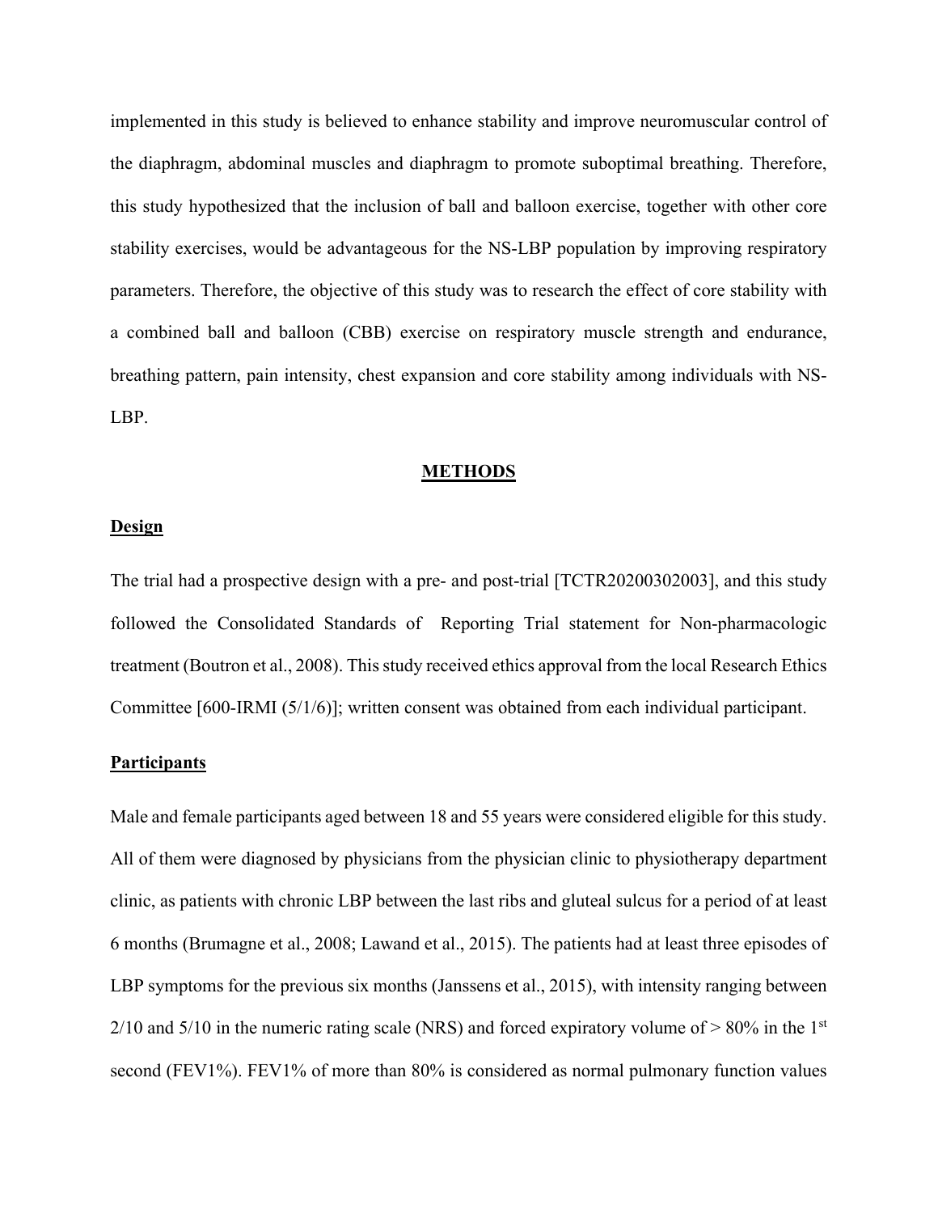implemented in this study is believed to enhance stability and improve neuromuscular control of the diaphragm, abdominal muscles and diaphragm to promote suboptimal breathing. Therefore, this study hypothesized that the inclusion of ball and balloon exercise, together with other core stability exercises, would be advantageous for the NS-LBP population by improving respiratory parameters. Therefore, the objective of this study was to research the effect of core stability with a combined ball and balloon (CBB) exercise on respiratory muscle strength and endurance, breathing pattern, pain intensity, chest expansion and core stability among individuals with NS-LBP.

## METHODS

### Design

The trial had a prospective design with a pre- and post-trial [TCTR20200302003], and this study followed the Consolidated Standards of Reporting Trial statement for Non-pharmacologic treatment (Boutron et al., 2008). This study received ethics approval from the local Research Ethics Committee [600-IRMI (5/1/6)]; written consent was obtained from each individual participant.

### Participants

Male and female participants aged between 18 and 55 years were considered eligible for this study. All of them were diagnosed by physicians from the physician clinic to physiotherapy department clinic, as patients with chronic LBP between the last ribs and gluteal sulcus for a period of at least 6 months (Brumagne et al., 2008; Lawand et al., 2015). The patients had at least three episodes of LBP symptoms for the previous six months (Janssens et al., 2015), with intensity ranging between 2/10 and 5/10 in the numeric rating scale (NRS) and forced expiratory volume of > 80% in the 1st second (FEV1%). FEV1% of more than 80% is considered as normal pulmonary function values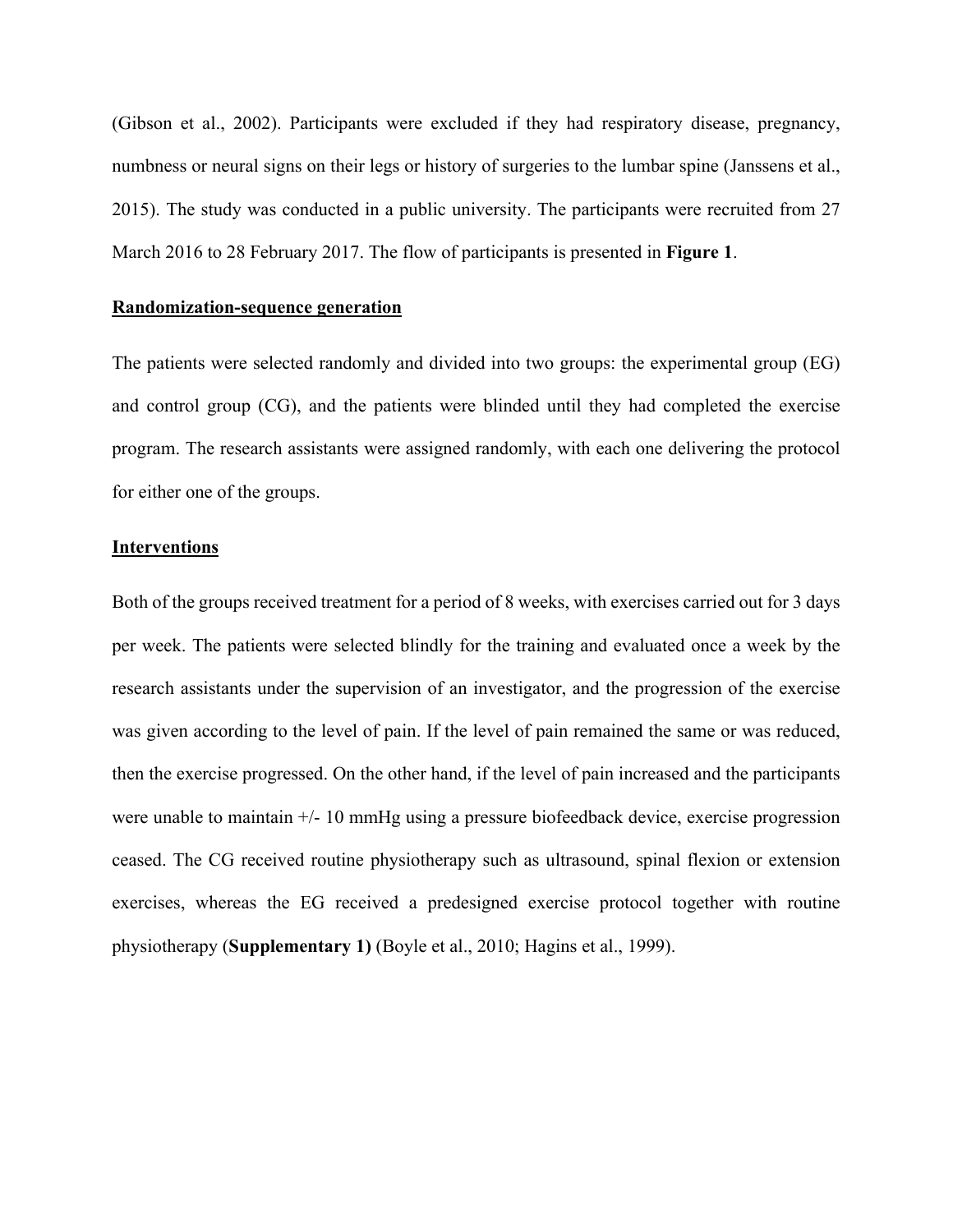(Gibson et al., 2002). Participants were excluded if they had respiratory disease, pregnancy, numbness or neural signs on their legs or history of surgeries to the lumbar spine (Janssens et al., 2015). The study was conducted in a public university. The participants were recruited from 27 March 2016 to 28 February 2017. The flow of participants is presented in **Figure 1**.

## Randomization-sequence generation

The patients were selected randomly and divided into two groups: the experimental group (EG) and control group (CG), and the patients were blinded until they had completed the exercise program. The research assistants were assigned randomly, with each one delivering the protocol for either one of the groups.

## Interventions

Both of the groups received treatment for a period of 8 weeks, with exercises carried out for 3 days per week. The patients were selected blindly for the training and evaluated once a week by the research assistants under the supervision of an investigator, and the progression of the exercise was given according to the level of pain. If the level of pain remained the same or was reduced, then the exercise progressed. On the other hand, if the level of pain increased and the participants were unable to maintain +/- 10 mmHg using a pressure biofeedback device, exercise progression ceased. The CG received routine physiotherapy such as ultrasound, spinal flexion or extension exercises, whereas the EG received a predesigned exercise protocol together with routine physiotherapy (**Supplementary 1)** (Boyle et al., 2010; Hagins et al., 1999).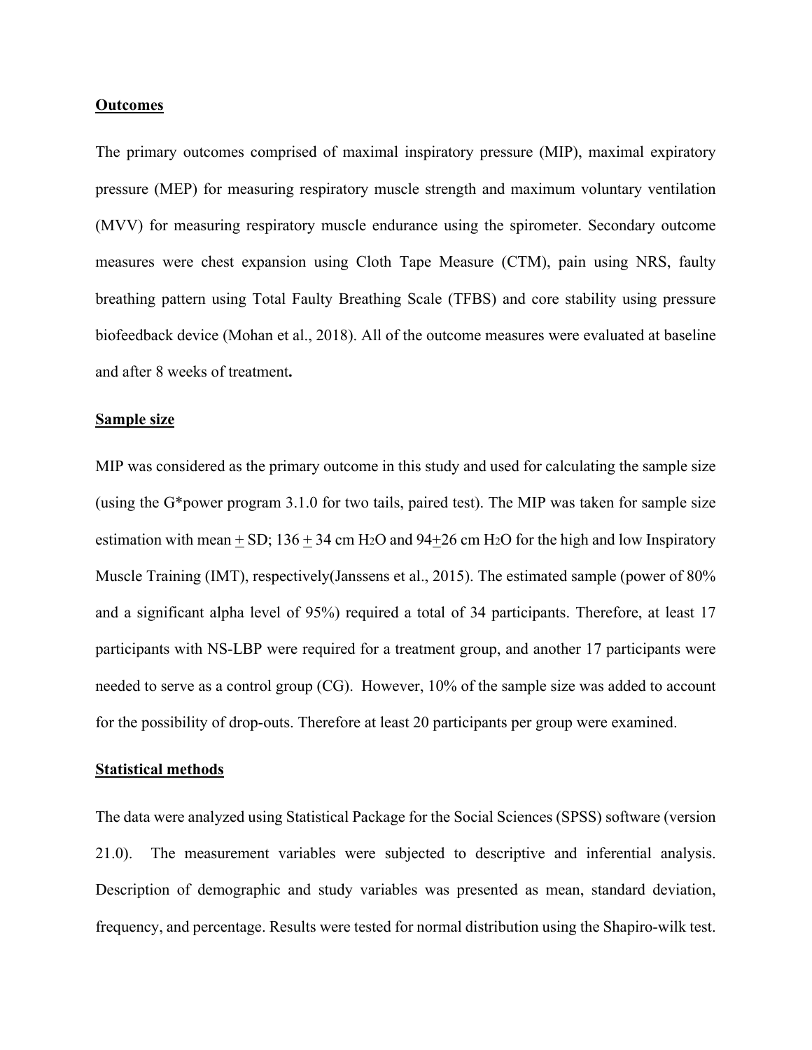## Outcomes

The primary outcomes comprised of maximal inspiratory pressure (MIP), maximal expiratory pressure (MEP) for measuring respiratory muscle strength and maximum voluntary ventilation (MVV) for measuring respiratory muscle endurance using the spirometer. Secondary outcome measures were chest expansion using Cloth Tape Measure (CTM), pain using NRS, faulty breathing pattern using Total Faulty Breathing Scale (TFBS) and core stability using pressure biofeedback device (Mohan et al., 2018). All of the outcome measures were evaluated at baseline and after 8 weeks of treatment**.**

## Sample size

MIP was considered as the primary outcome in this study and used for calculating the sample size (using the G*power program 3.1.0 for two tails, paired test). The MIP was taken for sample size estimation with mean $\pm$ SD; 136 $\pm$ 34 cm $H_2O$ and 94$\pm$26 cm $H_2O$ for the high and low Inspiratory Muscle Training (IMT), respectively(Janssens et al., 2015). The estimated sample (power of 80% and a significant alpha level of 95%) required a total of 34 participants. Therefore, at least 17 participants with NS-LBP were required for a treatment group, and another 17 participants were needed to serve as a control group (CG). However, 10% of the sample size was added to account for the possibility of drop-outs. Therefore at least 20 participants per group were examined.

## Statistical methods

The data were analyzed using Statistical Package for the Social Sciences (SPSS) software (version 21.0). The measurement variables were subjected to descriptive and inferential analysis. Description of demographic and study variables was presented as mean, standard deviation, frequency, and percentage. Results were tested for normal distribution using the Shapiro-wilk test.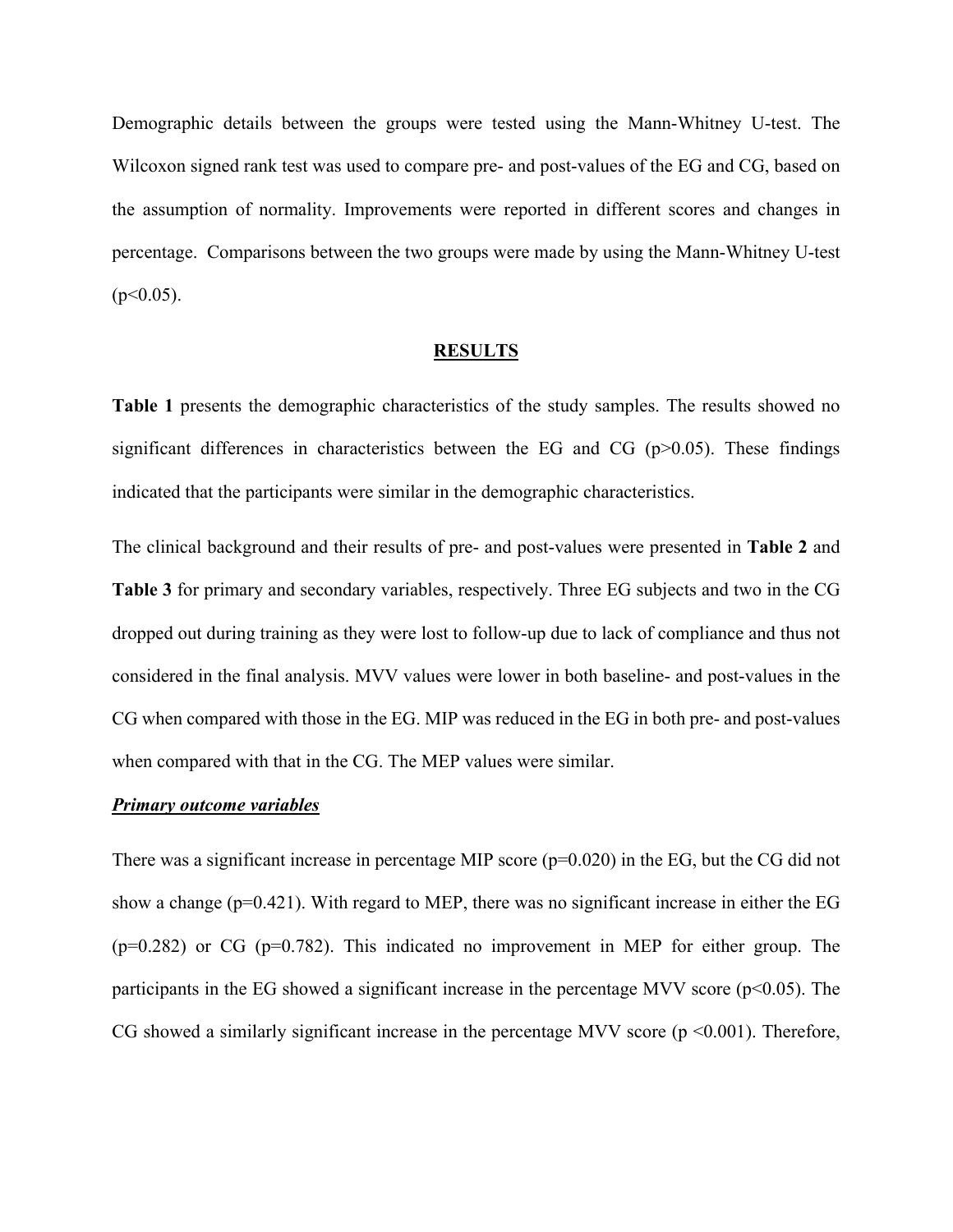Demographic details between the groups were tested using the Mann-Whitney U-test. The Wilcoxon signed rank test was used to compare pre- and post-values of the EG and CG, based on the assumption of normality. Improvements were reported in different scores and changes in percentage. Comparisons between the two groups were made by using the Mann-Whitney U-test ($p<0.05$).

## RESULTS

**Table 1** presents the demographic characteristics of the study samples. The results showed no significant differences in characteristics between the EG and CG ($p>0.05$). These findings indicated that the participants were similar in the demographic characteristics.

The clinical background and their results of pre- and post-values were presented in **Table 2** and **Table 3** for primary and secondary variables, respectively. Three EG subjects and two in the CG dropped out during training as they were lost to follow-up due to lack of compliance and thus not considered in the final analysis. MVV values were lower in both baseline- and post-values in the CG when compared with those in the EG. MIP was reduced in the EG in both pre- and post-values when compared with that in the CG. The MEP values were similar.

### ***Primary outcome variables***

There was a significant increase in percentage MIP score ($p=0.020$) in the EG, but the CG did not show a change ($p=0.421$). With regard to MEP, there was no significant increase in either the EG ($p=0.282$) or CG ($p=0.782$). This indicated no improvement in MEP for either group. The participants in the EG showed a significant increase in the percentage MVV score ($p<0.05$). The CG showed a similarly significant increase in the percentage MVV score ($p<0.001$). Therefore,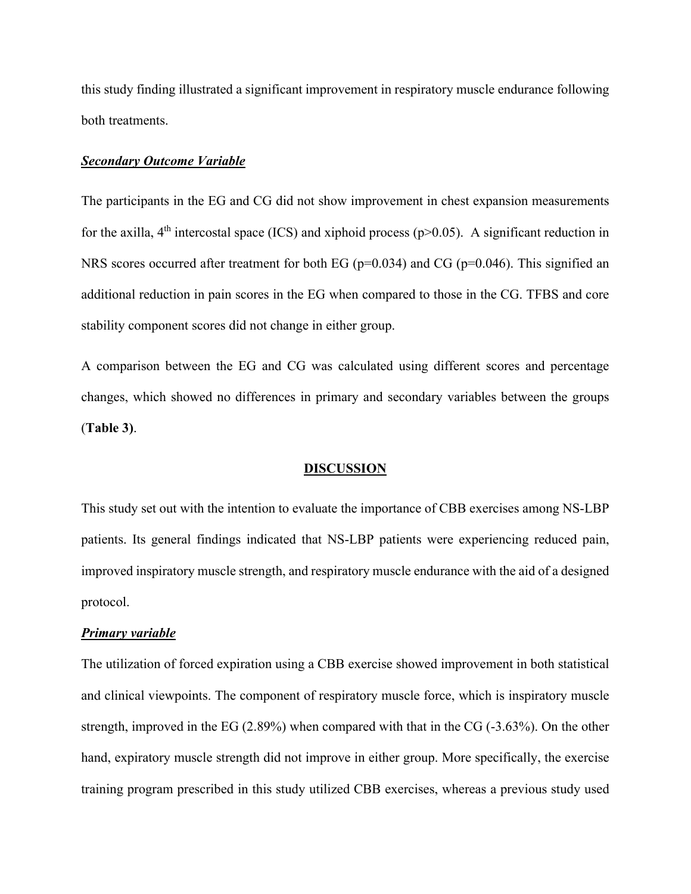this study finding illustrated a significant improvement in respiratory muscle endurance following both treatments.

### ***Secondary Outcome Variable***

The participants in the EG and CG did not show improvement in chest expansion measurements for the axilla, 4th intercostal space (ICS) and xiphoid process ($p>0.05$). A significant reduction in NRS scores occurred after treatment for both EG ($p=0.034$) and CG ($p=0.046$). This signified an additional reduction in pain scores in the EG when compared to those in the CG. TFBS and core stability component scores did not change in either group.

A comparison between the EG and CG was calculated using different scores and percentage changes, which showed no differences in primary and secondary variables between the groups (**Table 3**).

## DISCUSSION

This study set out with the intention to evaluate the importance of CBB exercises among NS-LBP patients. Its general findings indicated that NS-LBP patients were experiencing reduced pain, improved inspiratory muscle strength, and respiratory muscle endurance with the aid of a designed protocol.

### ***Primary variable***

The utilization of forced expiration using a CBB exercise showed improvement in both statistical and clinical viewpoints. The component of respiratory muscle force, which is inspiratory muscle strength, improved in the EG (2.89%) when compared with that in the CG (-3.63%). On the other hand, expiratory muscle strength did not improve in either group. More specifically, the exercise training program prescribed in this study utilized CBB exercises, whereas a previous study used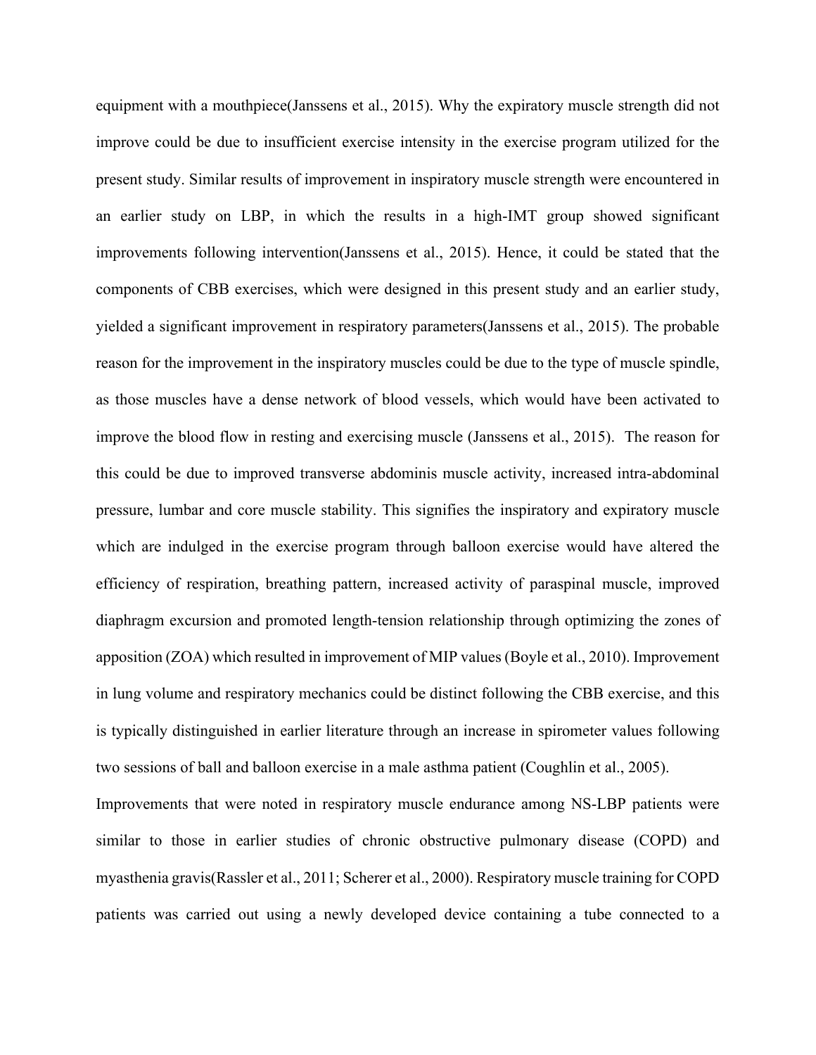equipment with a mouthpiece(Janssens et al., 2015). Why the expiratory muscle strength did not improve could be due to insufficient exercise intensity in the exercise program utilized for the present study. Similar results of improvement in inspiratory muscle strength were encountered in an earlier study on LBP, in which the results in a high-IMT group showed significant improvements following intervention(Janssens et al., 2015). Hence, it could be stated that the components of CBB exercises, which were designed in this present study and an earlier study, yielded a significant improvement in respiratory parameters(Janssens et al., 2015). The probable reason for the improvement in the inspiratory muscles could be due to the type of muscle spindle, as those muscles have a dense network of blood vessels, which would have been activated to improve the blood flow in resting and exercising muscle (Janssens et al., 2015). The reason for this could be due to improved transverse abdominis muscle activity, increased intra-abdominal pressure, lumbar and core muscle stability. This signifies the inspiratory and expiratory muscle which are indulged in the exercise program through balloon exercise would have altered the efficiency of respiration, breathing pattern, increased activity of paraspinal muscle, improved diaphragm excursion and promoted length-tension relationship through optimizing the zones of apposition (ZOA) which resulted in improvement of MIP values (Boyle et al., 2010). Improvement in lung volume and respiratory mechanics could be distinct following the CBB exercise, and this is typically distinguished in earlier literature through an increase in spirometer values following two sessions of ball and balloon exercise in a male asthma patient (Coughlin et al., 2005).

Improvements that were noted in respiratory muscle endurance among NS-LBP patients were similar to those in earlier studies of chronic obstructive pulmonary disease (COPD) and myasthenia gravis(Rassler et al., 2011; Scherer et al., 2000). Respiratory muscle training for COPD patients was carried out using a newly developed device containing a tube connected to a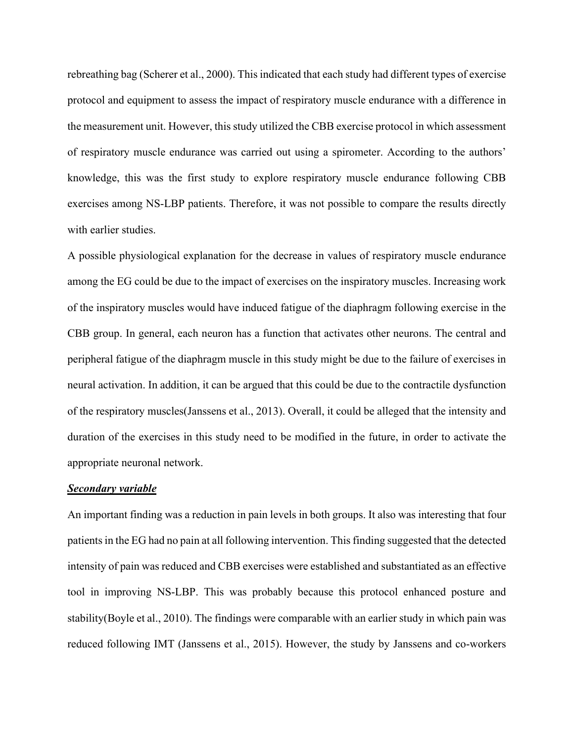rebreathing bag (Scherer et al., 2000). This indicated that each study had different types of exercise protocol and equipment to assess the impact of respiratory muscle endurance with a difference in the measurement unit. However, this study utilized the CBB exercise protocol in which assessment of respiratory muscle endurance was carried out using a spirometer. According to the authors' knowledge, this was the first study to explore respiratory muscle endurance following CBB exercises among NS-LBP patients. Therefore, it was not possible to compare the results directly with earlier studies.

A possible physiological explanation for the decrease in values of respiratory muscle endurance among the EG could be due to the impact of exercises on the inspiratory muscles. Increasing work of the inspiratory muscles would have induced fatigue of the diaphragm following exercise in the CBB group. In general, each neuron has a function that activates other neurons. The central and peripheral fatigue of the diaphragm muscle in this study might be due to the failure of exercises in neural activation. In addition, it can be argued that this could be due to the contractile dysfunction of the respiratory muscles(Janssens et al., 2013). Overall, it could be alleged that the intensity and duration of the exercises in this study need to be modified in the future, in order to activate the appropriate neuronal network.

***Secondary variable***

An important finding was a reduction in pain levels in both groups. It also was interesting that four patients in the EG had no pain at all following intervention. This finding suggested that the detected intensity of pain was reduced and CBB exercises were established and substantiated as an effective tool in improving NS-LBP. This was probably because this protocol enhanced posture and stability(Boyle et al., 2010). The findings were comparable with an earlier study in which pain was reduced following IMT (Janssens et al., 2015). However, the study by Janssens and co-workers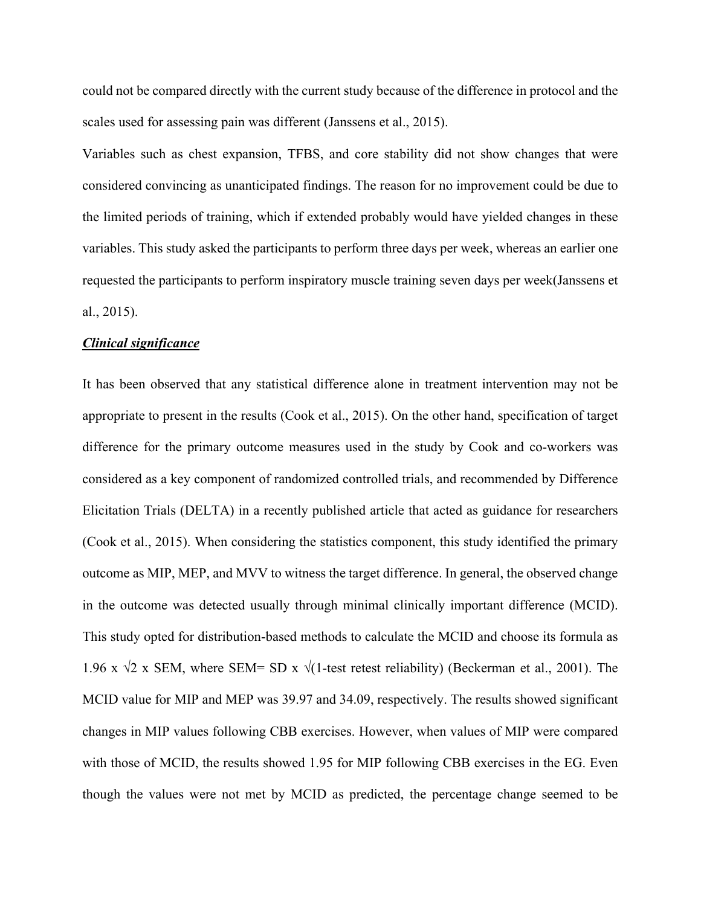could not be compared directly with the current study because of the difference in protocol and the scales used for assessing pain was different (Janssens et al., 2015).

Variables such as chest expansion, TFBS, and core stability did not show changes that were considered convincing as unanticipated findings. The reason for no improvement could be due to the limited periods of training, which if extended probably would have yielded changes in these variables. This study asked the participants to perform three days per week, whereas an earlier one requested the participants to perform inspiratory muscle training seven days per week(Janssens et al., 2015).

***Clinical significance***

It has been observed that any statistical difference alone in treatment intervention may not be appropriate to present in the results (Cook et al., 2015). On the other hand, specification of target difference for the primary outcome measures used in the study by Cook and co-workers was considered as a key component of randomized controlled trials, and recommended by Difference Elicitation Trials (DELTA) in a recently published article that acted as guidance for researchers (Cook et al., 2015). When considering the statistics component, this study identified the primary outcome as MIP, MEP, and MVV to witness the target difference. In general, the observed change in the outcome was detected usually through minimal clinically important difference (MCID). This study opted for distribution-based methods to calculate the MCID and choose its formula as $1.96 \times \sqrt{2} \times SEM$, where $SEM = SD \times \sqrt{(1\text{-test retest reliability})}$ (Beckerman et al., 2001). The MCID value for MIP and MEP was 39.97 and 34.09, respectively. The results showed significant changes in MIP values following CBB exercises. However, when values of MIP were compared with those of MCID, the results showed 1.95 for MIP following CBB exercises in the EG. Even though the values were not met by MCID as predicted, the percentage change seemed to be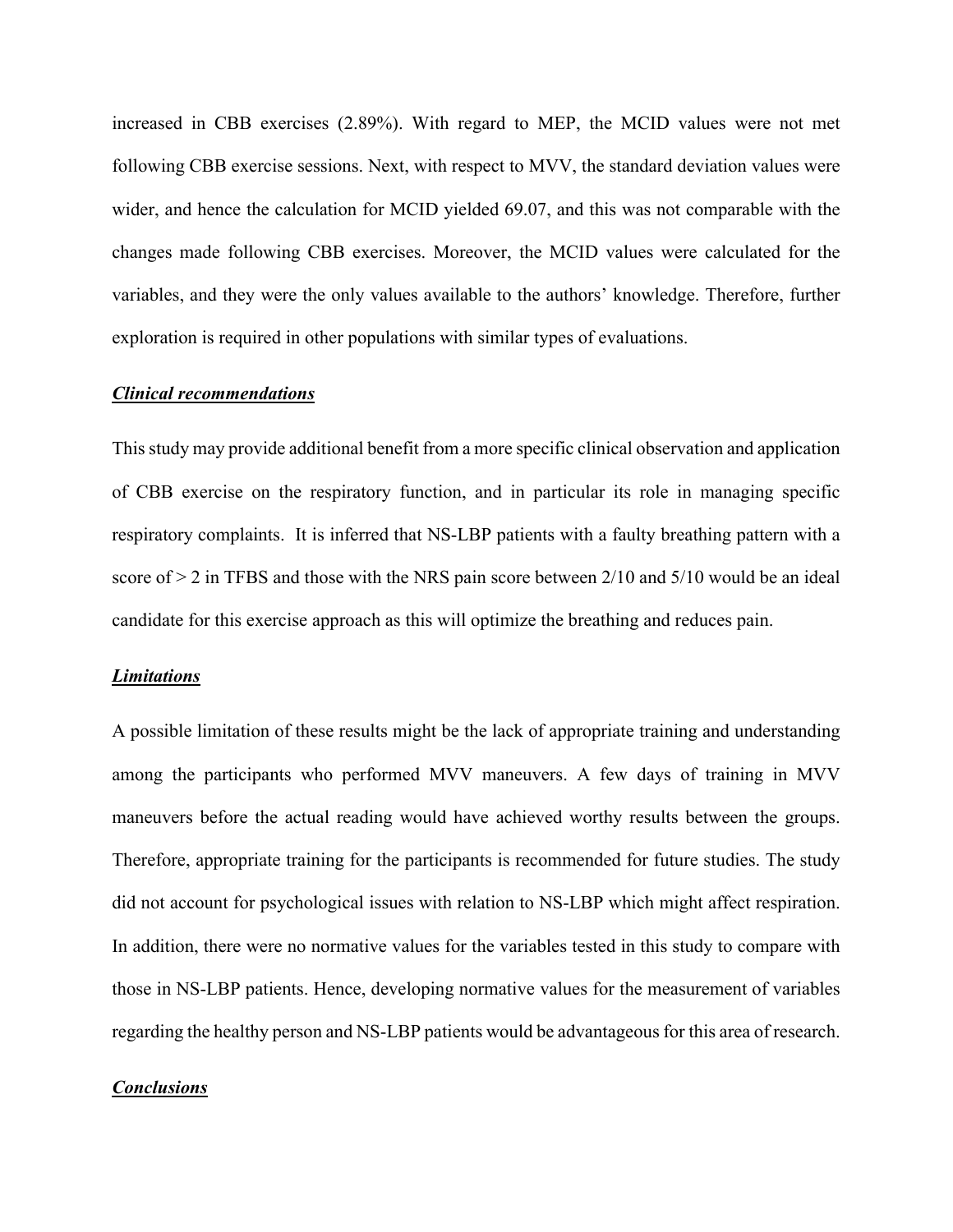increased in CBB exercises (2.89%). With regard to MEP, the MCID values were not met following CBB exercise sessions. Next, with respect to MVV, the standard deviation values were wider, and hence the calculation for MCID yielded 69.07, and this was not comparable with the changes made following CBB exercises. Moreover, the MCID values were calculated for the variables, and they were the only values available to the authors' knowledge. Therefore, further exploration is required in other populations with similar types of evaluations.

***Clinical recommendations***

This study may provide additional benefit from a more specific clinical observation and application of CBB exercise on the respiratory function, and in particular its role in managing specific respiratory complaints. It is inferred that NS-LBP patients with a faulty breathing pattern with a score of > 2 in TFBS and those with the NRS pain score between 2/10 and 5/10 would be an ideal candidate for this exercise approach as this will optimize the breathing and reduces pain.

***Limitations***

A possible limitation of these results might be the lack of appropriate training and understanding among the participants who performed MVV maneuvers. A few days of training in MVV maneuvers before the actual reading would have achieved worthy results between the groups. Therefore, appropriate training for the participants is recommended for future studies. The study did not account for psychological issues with relation to NS-LBP which might affect respiration. In addition, there were no normative values for the variables tested in this study to compare with those in NS-LBP patients. Hence, developing normative values for the measurement of variables regarding the healthy person and NS-LBP patients would be advantageous for this area of research.

***Conclusions***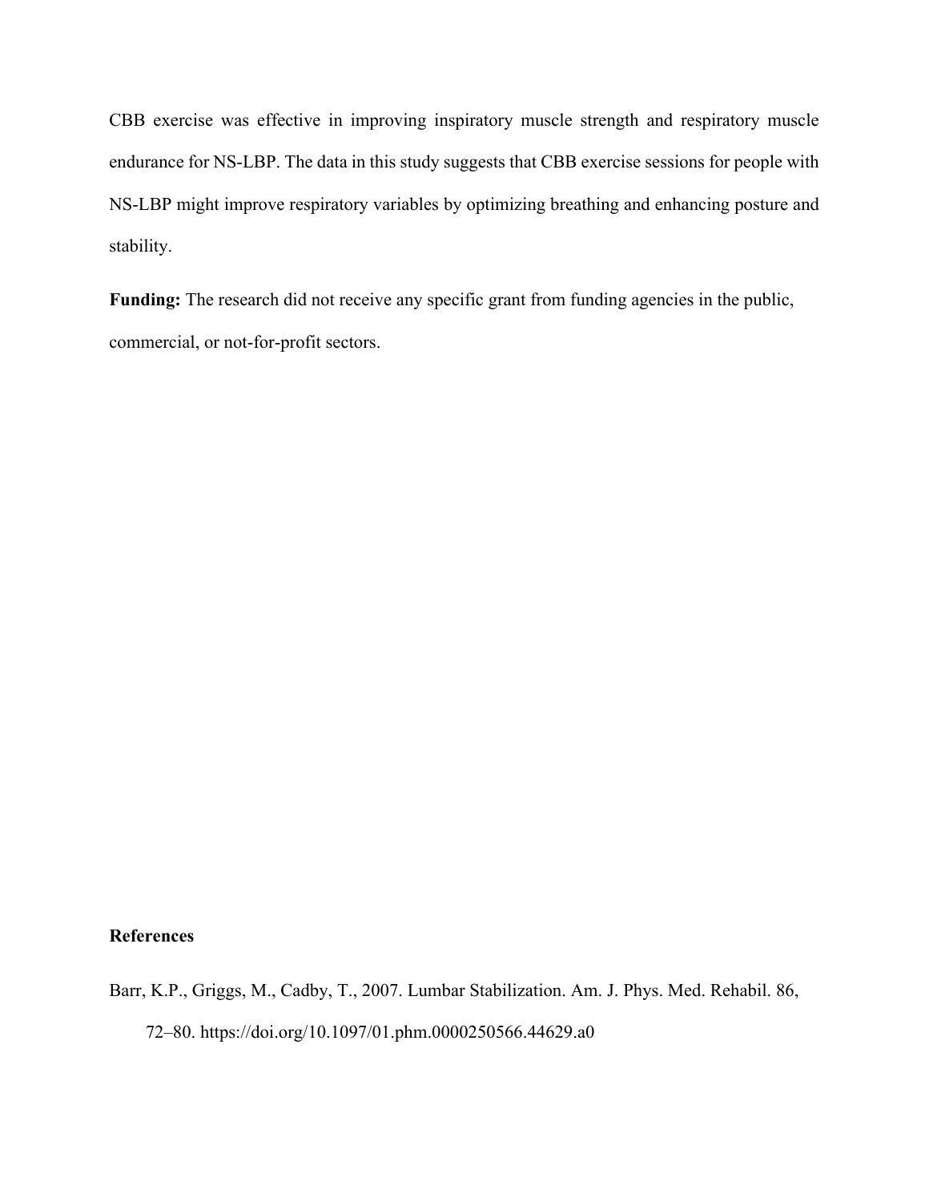CBB exercise was effective in improving inspiratory muscle strength and respiratory muscle endurance for NS-LBP. The data in this study suggests that CBB exercise sessions for people with NS-LBP might improve respiratory variables by optimizing breathing and enhancing posture and stability.

**Funding:** The research did not receive any specific grant from funding agencies in the public, commercial, or not-for-profit sectors.

**References**

Barr, K.P., Griggs, M., Cadby, T., 2007. Lumbar Stabilization. Am. J. Phys. Med. Rehabil. 86, 72–80. https://doi.org/10.1097/01.phm.0000250566.44629.a0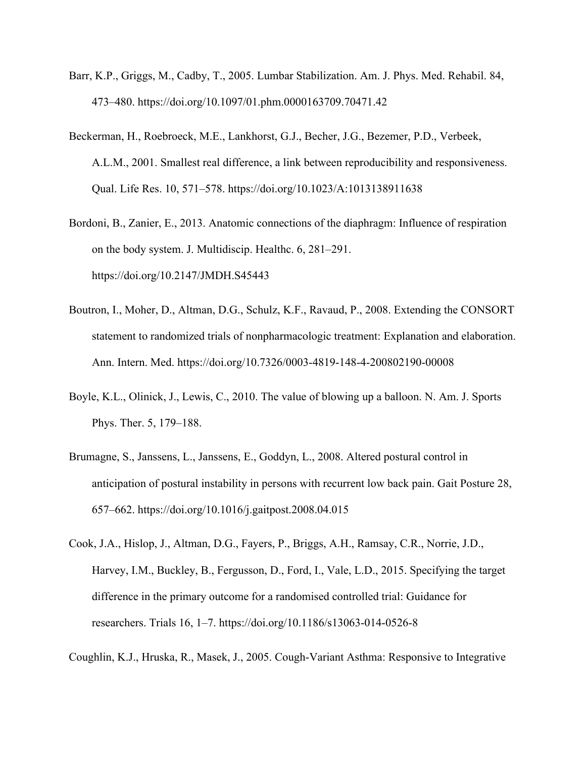Barr, K.P., Griggs, M., Cadby, T., 2005. Lumbar Stabilization. Am. J. Phys. Med. Rehabil. 84, 473–480. https://doi.org/10.1097/01.phm.0000163709.70471.42

Beckerman, H., Roebroeck, M.E., Lankhorst, G.J., Becher, J.G., Bezemer, P.D., Verbeek, A.L.M., 2001. Smallest real difference, a link between reproducibility and responsiveness. Qual. Life Res. 10, 571–578. https://doi.org/10.1023/A:1013138911638

Bordoni, B., Zanier, E., 2013. Anatomic connections of the diaphragm: Influence of respiration on the body system. J. Multidiscip. Healthc. 6, 281–291. https://doi.org/10.2147/JMDH.S45443

Boutron, I., Moher, D., Altman, D.G., Schulz, K.F., Ravaud, P., 2008. Extending the CONSORT statement to randomized trials of nonpharmacologic treatment: Explanation and elaboration. Ann. Intern. Med. https://doi.org/10.7326/0003-4819-148-4-200802190-00008

Boyle, K.L., Olinick, J., Lewis, C., 2010. The value of blowing up a balloon. N. Am. J. Sports Phys. Ther. 5, 179–188.

Brumagne, S., Janssens, L., Janssens, E., Goddyn, L., 2008. Altered postural control in anticipation of postural instability in persons with recurrent low back pain. Gait Posture 28, 657–662. https://doi.org/10.1016/j.gaitpost.2008.04.015

Cook, J.A., Hislop, J., Altman, D.G., Fayers, P., Briggs, A.H., Ramsay, C.R., Norrie, J.D., Harvey, I.M., Buckley, B., Fergusson, D., Ford, I., Vale, L.D., 2015. Specifying the target difference in the primary outcome for a randomised controlled trial: Guidance for researchers. Trials 16, 1–7. https://doi.org/10.1186/s13063-014-0526-8

Coughlin, K.J., Hruska, R., Masek, J., 2005. Cough-Variant Asthma: Responsive to Integrative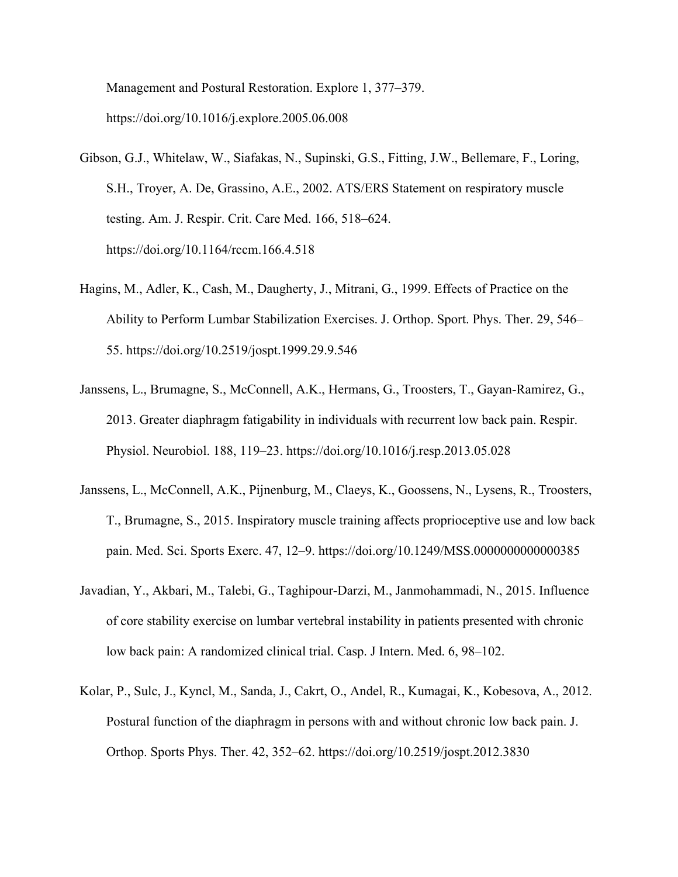Management and Postural Restoration. Explore 1, 377–379. https://doi.org/10.1016/j.explore.2005.06.008

Gibson, G.J., Whitelaw, W., Siafakas, N., Supinski, G.S., Fitting, J.W., Bellemare, F., Loring, S.H., Troyer, A. De, Grassino, A.E., 2002. ATS/ERS Statement on respiratory muscle testing. Am. J. Respir. Crit. Care Med. 166, 518–624. https://doi.org/10.1164/rccm.166.4.518

Hagins, M., Adler, K., Cash, M., Daugherty, J., Mitrani, G., 1999. Effects of Practice on the Ability to Perform Lumbar Stabilization Exercises. J. Orthop. Sport. Phys. Ther. 29, 546–55. https://doi.org/10.2519/jospt.1999.29.9.546

Janssens, L., Brumagne, S., McConnell, A.K., Hermans, G., Troosters, T., Gayan-Ramirez, G., 2013. Greater diaphragm fatigability in individuals with recurrent low back pain. Respir. Physiol. Neurobiol. 188, 119–23. https://doi.org/10.1016/j.resp.2013.05.028

Janssens, L., McConnell, A.K., Pijnenburg, M., Claeys, K., Goossens, N., Lysens, R., Troosters, T., Brumagne, S., 2015. Inspiratory muscle training affects proprioceptive use and low back pain. Med. Sci. Sports Exerc. 47, 12–9. https://doi.org/10.1249/MSS.0000000000000385

Javadian, Y., Akbari, M., Talebi, G., Taghipour-Darzi, M., Janmohammadi, N., 2015. Influence of core stability exercise on lumbar vertebral instability in patients presented with chronic low back pain: A randomized clinical trial. Casp. J Intern. Med. 6, 98–102.

Kolar, P., Sulc, J., Kyncl, M., Sanda, J., Cakrt, O., Andel, R., Kumagai, K., Kobesova, A., 2012. Postural function of the diaphragm in persons with and without chronic low back pain. J. Orthop. Sports Phys. Ther. 42, 352–62. https://doi.org/10.2519/jospt.2012.3830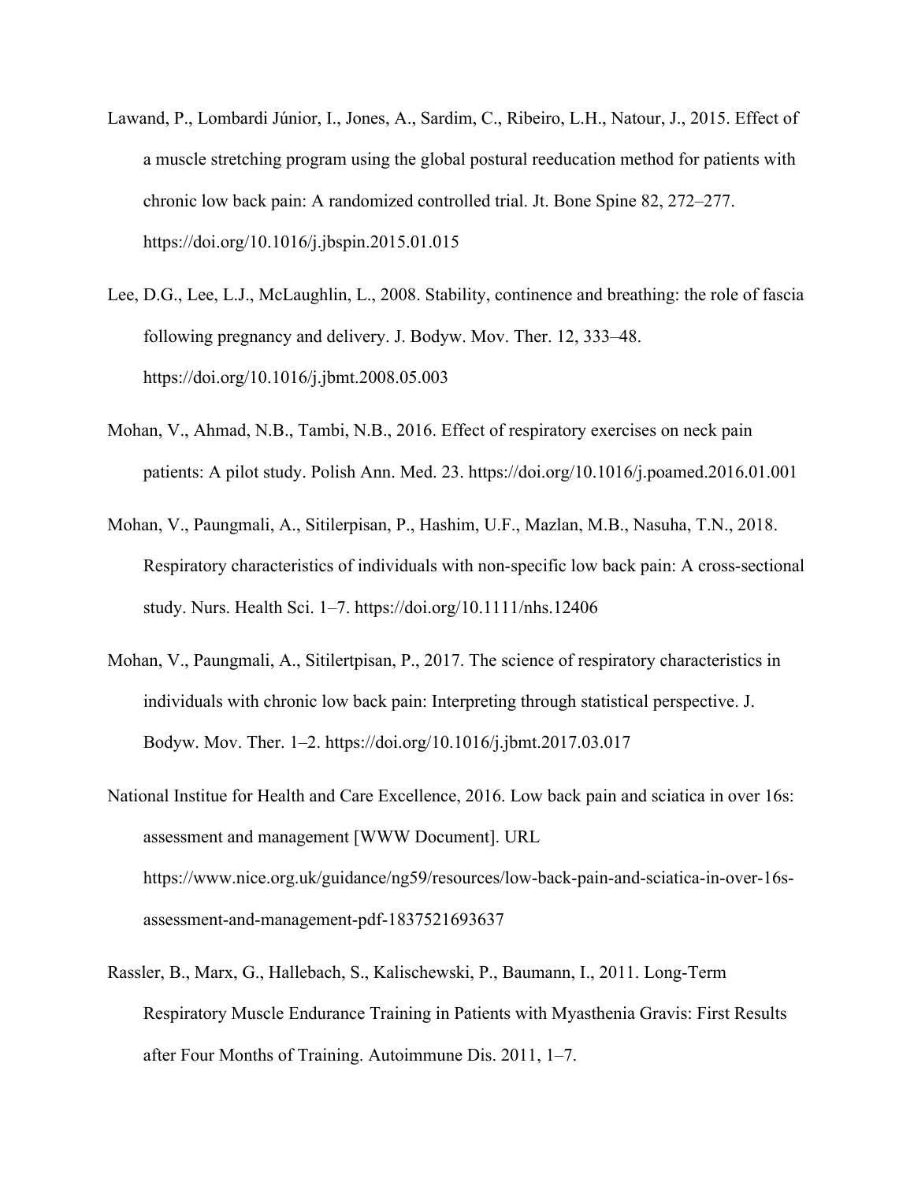Lawand, P., Lombardi Júnior, I., Jones, A., Sardim, C., Ribeiro, L.H., Natour, J., 2015. Effect of a muscle stretching program using the global postural reeducation method for patients with chronic low back pain: A randomized controlled trial. Jt. Bone Spine 82, 272–277. https://doi.org/10.1016/j.jbspin.2015.01.015

Lee, D.G., Lee, L.J., McLaughlin, L., 2008. Stability, continence and breathing: the role of fascia following pregnancy and delivery. J. Bodyw. Mov. Ther. 12, 333–48. https://doi.org/10.1016/j.jbmt.2008.05.003

Mohan, V., Ahmad, N.B., Tambi, N.B., 2016. Effect of respiratory exercises on neck pain patients: A pilot study. Polish Ann. Med. 23. https://doi.org/10.1016/j.poamed.2016.01.001

Mohan, V., Paungmali, A., Sitilerpisan, P., Hashim, U.F., Mazlan, M.B., Nasuha, T.N., 2018. Respiratory characteristics of individuals with non-specific low back pain: A cross-sectional study. Nurs. Health Sci. 1–7. https://doi.org/10.1111/nhs.12406

Mohan, V., Paungmali, A., Sitilertpisan, P., 2017. The science of respiratory characteristics in individuals with chronic low back pain: Interpreting through statistical perspective. J. Bodyw. Mov. Ther. 1–2. https://doi.org/10.1016/j.jbmt.2017.03.017

National Institue for Health and Care Excellence, 2016. Low back pain and sciatica in over 16s: assessment and management [WWW Document]. URL https://www.nice.org.uk/guidance/ng59/resources/low-back-pain-and-sciatica-in-over-16s-assessment-and-management-pdf-1837521693637

Rassler, B., Marx, G., Hallebach, S., Kalischewski, P., Baumann, I., 2011. Long-Term Respiratory Muscle Endurance Training in Patients with Myasthenia Gravis: First Results after Four Months of Training. Autoimmune Dis. 2011, 1–7.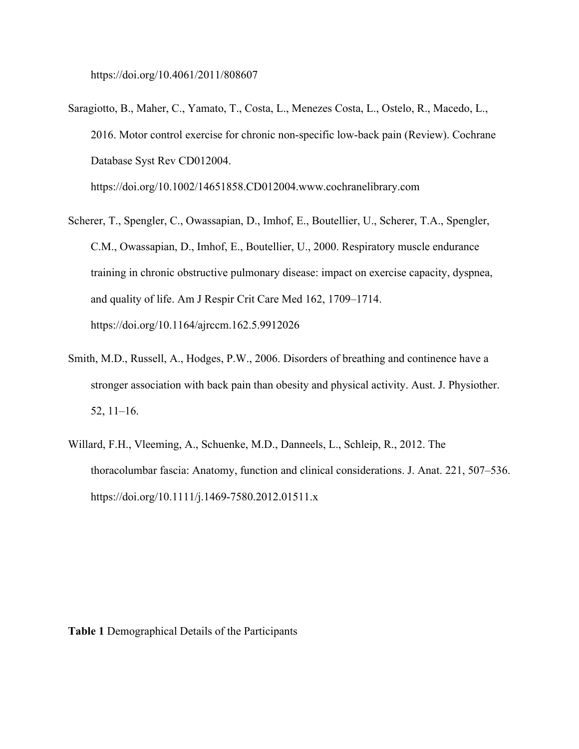https://doi.org/10.4061/2011/808607

Saragiotto, B., Maher, C., Yamato, T., Costa, L., Menezes Costa, L., Ostelo, R., Macedo, L., 2016. Motor control exercise for chronic non-specific low-back pain (Review). Cochrane Database Syst Rev CD012004. https://doi.org/10.1002/14651858.CD012004.www.cochranelibrary.com

Scherer, T., Spengler, C., Owassapian, D., Imhof, E., Boutellier, U., Scherer, T.A., Spengler, C.M., Owassapian, D., Imhof, E., Boutellier, U., 2000. Respiratory muscle endurance training in chronic obstructive pulmonary disease: impact on exercise capacity, dyspnea, and quality of life. Am J Respir Crit Care Med 162, 1709–1714. https://doi.org/10.1164/ajrccm.162.5.9912026

Smith, M.D., Russell, A., Hodges, P.W., 2006. Disorders of breathing and continence have a stronger association with back pain than obesity and physical activity. Aust. J. Physiother. 52, 11–16.

Willard, F.H., Vleeming, A., Schuenke, M.D., Danneels, L., Schleip, R., 2012. The thoracolumbar fascia: Anatomy, function and clinical considerations. J. Anat. 221, 507–536. https://doi.org/10.1111/j.1469-7580.2012.01511.x

**Table 1** Demographical Details of the Participants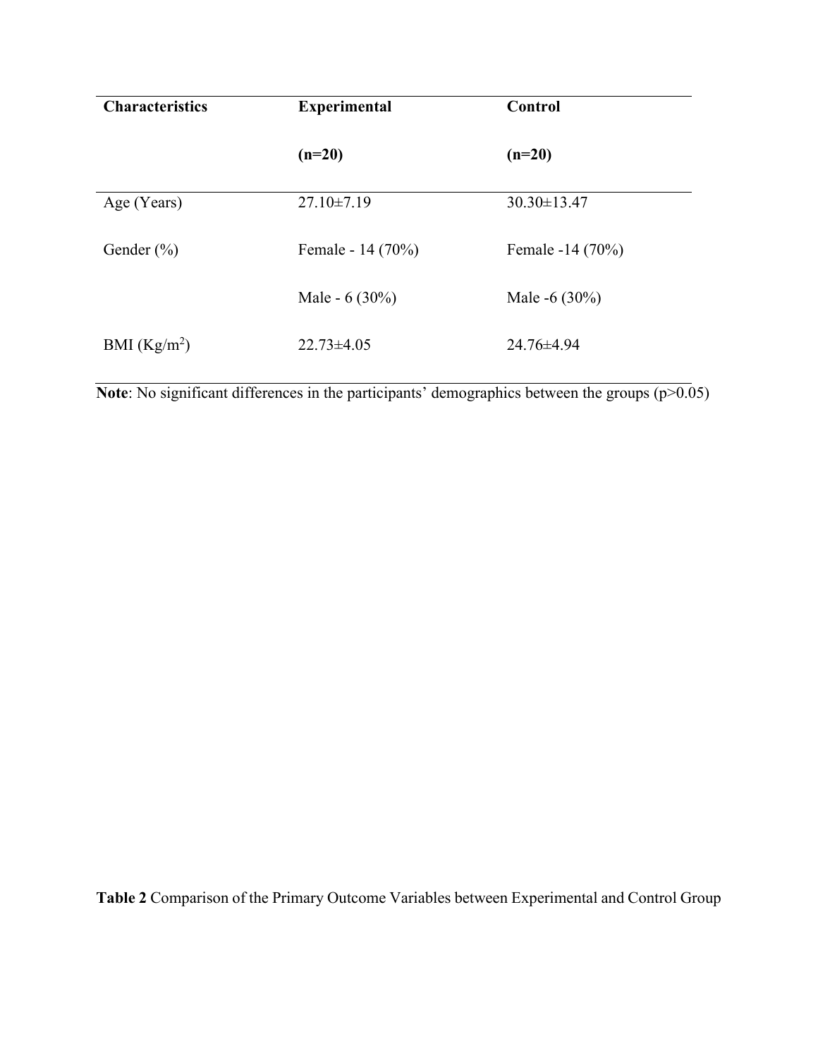| Characteristics | Experimental (n=20) | Control (n=20) |
|---|---|---|
| Age (Years) | 27.10±7.19 | 30.30±13.47 |
| Gender (%) | Female - 14 (70%) | Female -14 (70%) |
| | Male - 6 (30%) | Male -6 (30%) |
| BMI (Kg/m$^2$) | 22.73±4.05 | 24.76±4.94 |

**Note**: No significant differences in the participants' demographics between the groups ($p>0.05$)

**Table 2** Comparison of the Primary Outcome Variables between Experimental and Control Group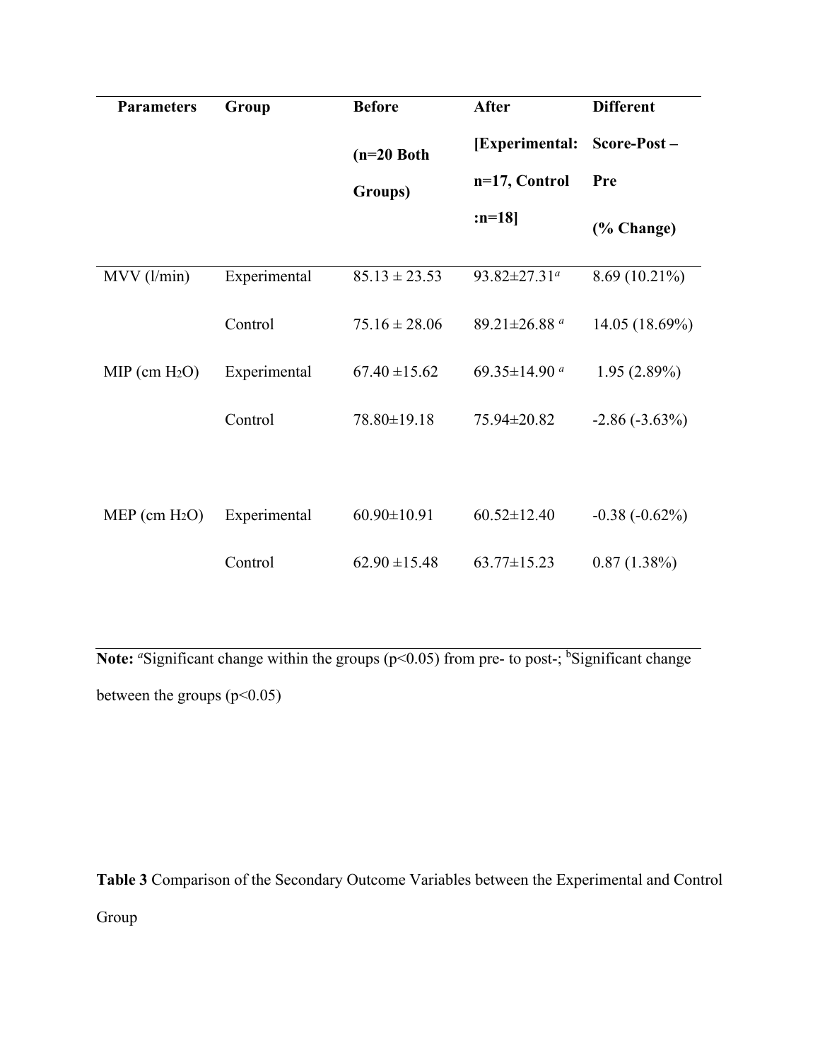| Parameters | Group | Before (n=20 Both Groups) | After [Experimental: n=17, Control :n=18] | Different Score-Post – Pre (% Change) |
|---|---|---|---|---|
| MVV (l/min) | Experimental | 85.13 ± 23.53 | 93.82±27.31 [a] | 8.69 (10.21%) |
| | Control | 75.16 ± 28.06 | 89.21±26.88 [a] | 14.05 (18.69%) |
| MIP (cm $H_2O$) | Experimental | 67.40 ±15.62 | 69.35±14.90 [a] | 1.95 (2.89%) |
| | Control | 78.80±19.18 | 75.94±20.82 | -2.86 (-3.63%) |
| MEP (cm $H_2O$) | Experimental | 60.90±10.91 | 60.52±12.40 | -0.38 (-0.62%) |
| | Control | 62.90 ±15.48 | 63.77±15.23 | 0.87 (1.38%) |

**Note:** [a]Significant change within the groups ($p<0.05$) from pre- to post-; [b]Significant change between the groups ($p<0.05$)

**Table 3** Comparison of the Secondary Outcome Variables between the Experimental and Control Group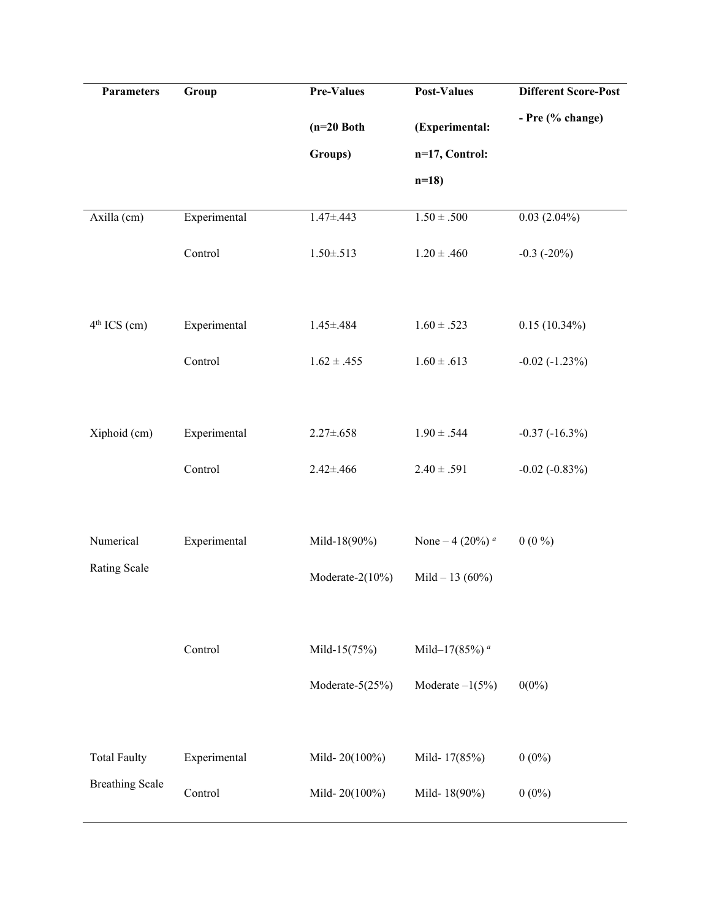| Parameters | Group | Pre-Values (n=20 Both Groups) | Post-Values (Experimental: n=17, Control: n=18) | Different Score-Post - Pre (% change) |
|---|---|---|---|---|
| Axilla (cm) | Experimental | 1.47±.443 | 1.50 ± .500 | 0.03 (2.04%) |
| | Control | 1.50±.513 | 1.20 ± .460 | -0.3 (-20%) |
| 4th ICS (cm) | Experimental | 1.45±.484 | 1.60 ± .523 | 0.15 (10.34%) |
| | Control | 1.62 ± .455 | 1.60 ± .613 | -0.02 (-1.23%) |
| Xiphoid (cm) | Experimental | 2.27±.658 | 1.90 ± .544 | -0.37 (-16.3%) |
| | Control | 2.42±.466 | 2.40 ± .591 | -0.02 (-0.83%) |
| Numerical Rating Scale | Experimental | Mild-18(90%) | None – 4 (20%) [a] | 0 (0 %) |
| | | Moderate-2(10%) | Mild – 13 (60%) | |
| | Control | Mild-15(75%) | Mild–17(85%) [a] | |
| | | Moderate-5(25%) | Moderate –1(5%) | 0(0%) |
| Total Faulty Breathing Scale | Experimental | Mild- 20(100%) | Mild- 17(85%) | 0 (0%) |
| | Control | Mild- 20(100%) | Mild- 18(90%) | 0 (0%) |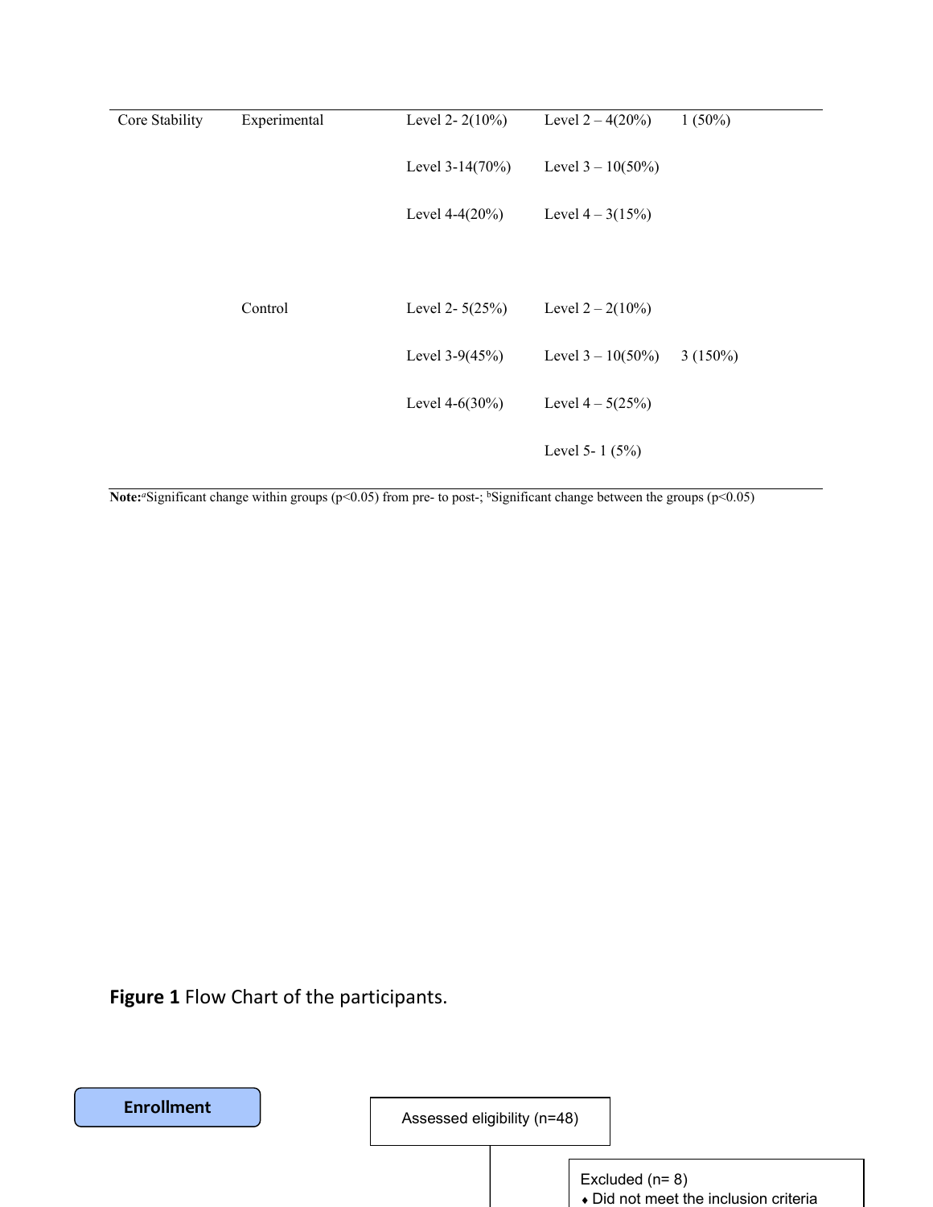| | | | | |
|---|---|---|---|---|
| Core Stability | Experimental | Level 2- 2(10%) | Level 2 – 4(20%) | 1 (50%) |
| | | Level 3-14(70%) | Level 3 – 10(50%) | |
| | | Level 4-4(20%) | Level 4 – 3(15%) | |
| | Control | Level 2- 5(25%) | Level 2 – 2(10%) | |
| | | Level 3-9(45%) | Level 3 – 10(50%) | 3 (150%) |
| | | Level 4-6(30%) | Level 4 – 5(25%) | |
| | | | Level 5- 1 (5%) | |

**Note:**[a]Significant change within groups ($p<0.05$) from pre- to post-; [b]Significant change between the groups ($p<0.05$)

**Figure 1** Flow Chart of the participants.

**Enrollment**

Assessed eligibility (n=48)

Excluded (n= 8)
- Did not meet the inclusion criteria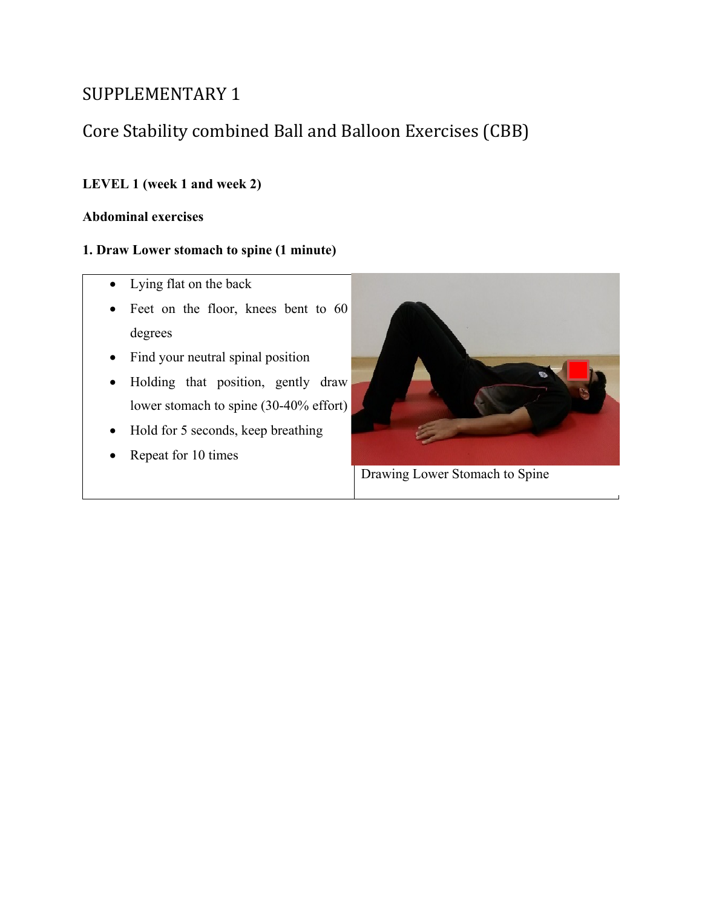# SUPPLEMENTARY 1

## Core Stability combined Ball and Balloon Exercises (CBB)

**LEVEL 1 (week 1 and week 2)**

**Abdominal exercises**

**1. Draw Lower stomach to spine (1 minute)**

| | |
|---|---|
| • Lying flat on the back<br>• Feet on the floor, knees bent to 60 degrees<br>• Find your neutral spinal position<br>• Holding that position, gently draw lower stomach to spine (30-40% effort)<br>• Hold for 5 seconds, keep breathing<br>• Repeat for 10 times | Drawing Lower Stomach to Spine |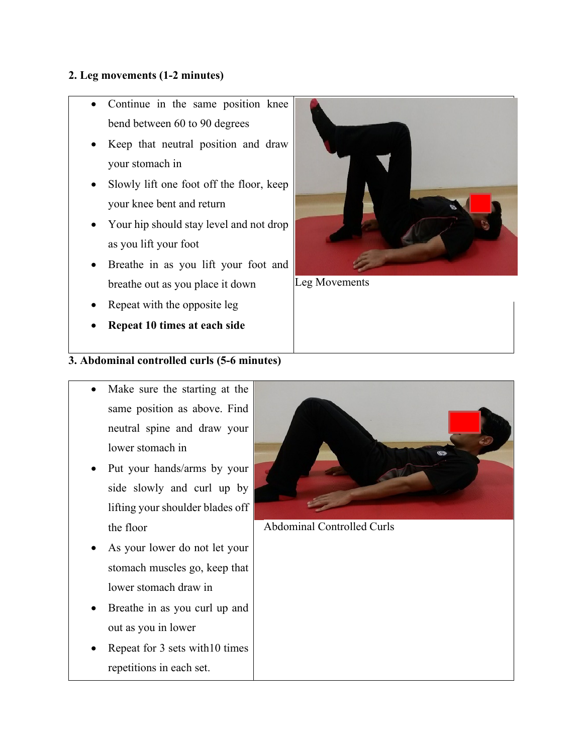### 2. Leg movements (1-2 minutes)

- Continue in the same position knee bend between 60 to 90 degrees
- Keep that neutral position and draw your stomach in
- Slowly lift one foot off the floor, keep your knee bent and return
- Your hip should stay level and not drop as you lift your foot
- Breathe in as you lift your foot and breathe out as you place it down
- Repeat with the opposite leg
- **Repeat 10 times at each side**

Leg Movements

### 3. Abdominal controlled curls (5-6 minutes)

- Make sure the starting at the same position as above. Find neutral spine and draw your lower stomach in
- Put your hands/arms by your side slowly and curl up by lifting your shoulder blades off the floor
- As your lower do not let your stomach muscles go, keep that lower stomach draw in
- Breathe in as you curl up and out as you in lower
- Repeat for 3 sets with10 times repetitions in each set.

Abdominal Controlled Curls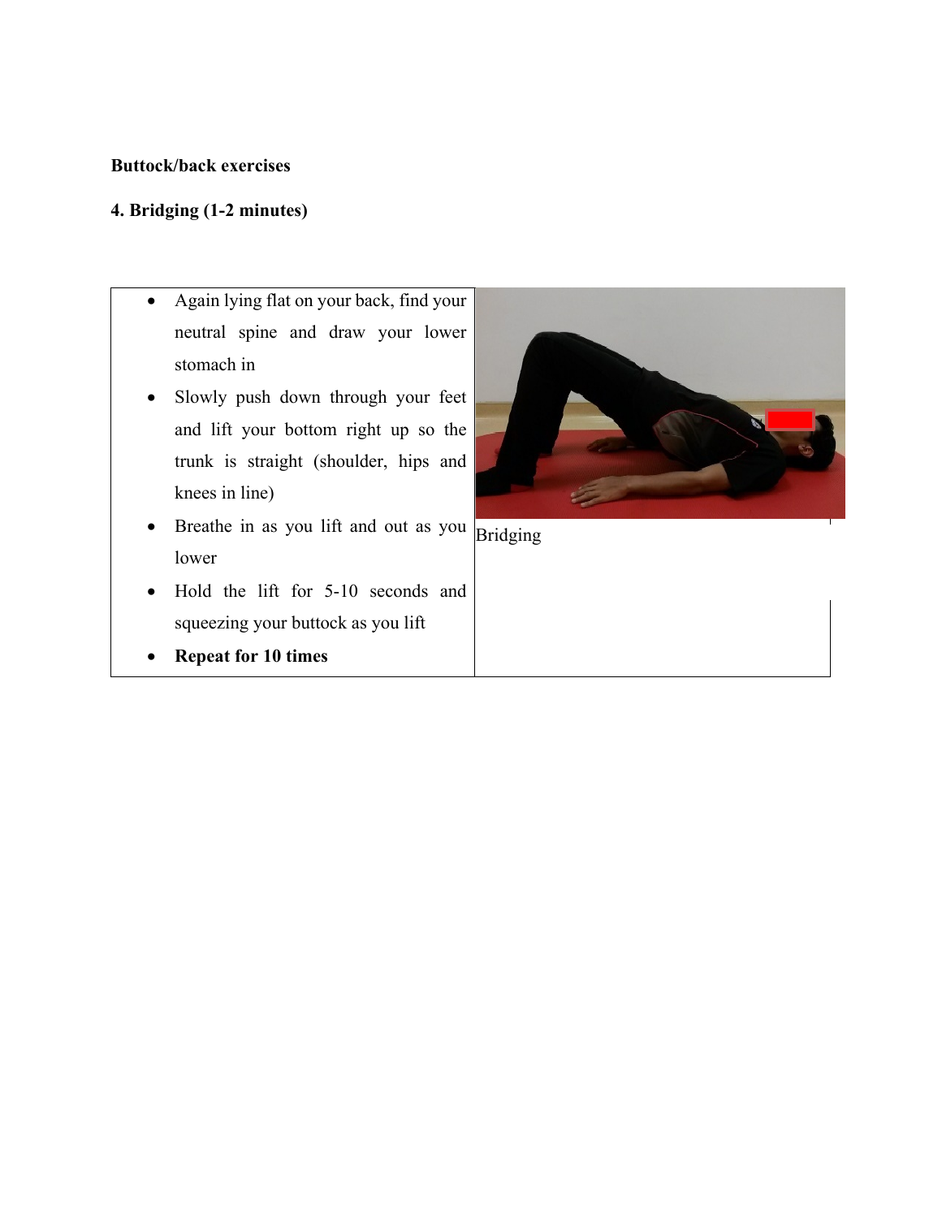**Buttock/back exercises**

**4. Bridging (1-2 minutes)**

| | |
|---|---|
| <ul><li>Again lying flat on your back, find your neutral spine and draw your lower stomach in</li><li>Slowly push down through your feet and lift your bottom right up so the trunk is straight (shoulder, hips and knees in line)</li><li>Breathe in as you lift and out as you lower</li><li>Hold the lift for 5-10 seconds and squeezing your buttock as you lift</li><li>**Repeat for 10 times**</li></ul> | Bridging |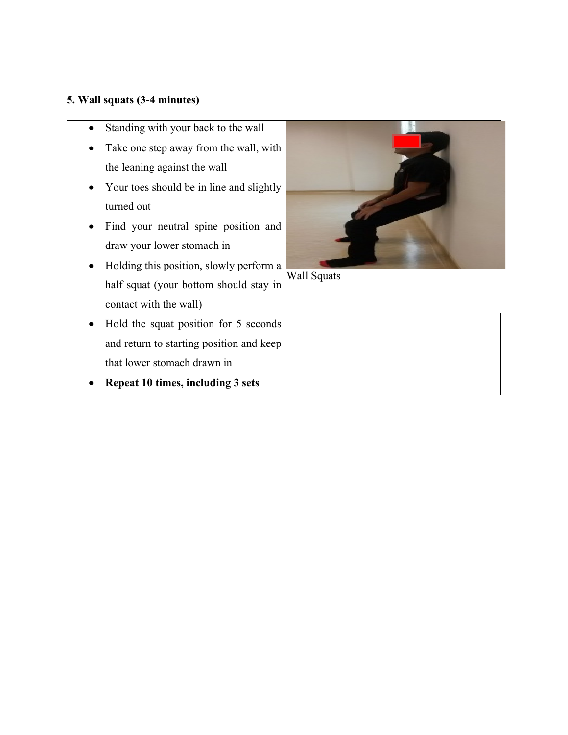**5. Wall squats (3-4 minutes)**

| | |
|---|---|
| • Standing with your back to the wall<br>• Take one step away from the wall, with the leaning against the wall<br>• Your toes should be in line and slightly turned out<br>• Find your neutral spine position and draw your lower stomach in<br>• Holding this position, slowly perform a half squat (your bottom should stay in contact with the wall)<br>• Hold the squat position for 5 seconds and return to starting position and keep that lower stomach drawn in<br>• **Repeat 10 times, including 3 sets** | Wall Squats |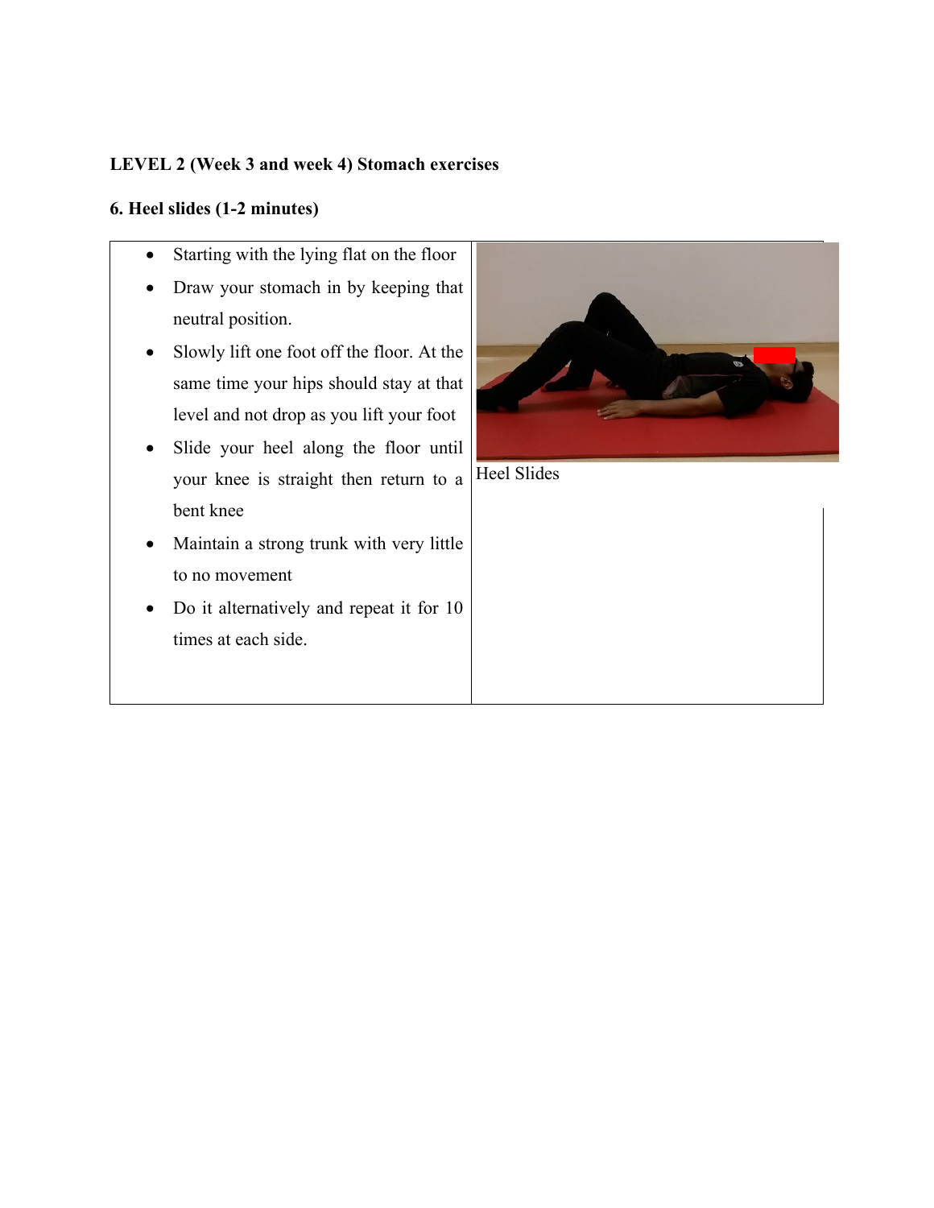**LEVEL 2 (Week 3 and week 4) Stomach exercises**

**6. Heel slides (1-2 minutes)**

- Starting with the lying flat on the floor
- Draw your stomach in by keeping that neutral position.
- Slowly lift one foot off the floor. At the same time your hips should stay at that level and not drop as you lift your foot
- Slide your heel along the floor until your knee is straight then return to a bent knee
- Maintain a strong trunk with very little to no movement
- Do it alternatively and repeat it for 10 times at each side.

Heel Slides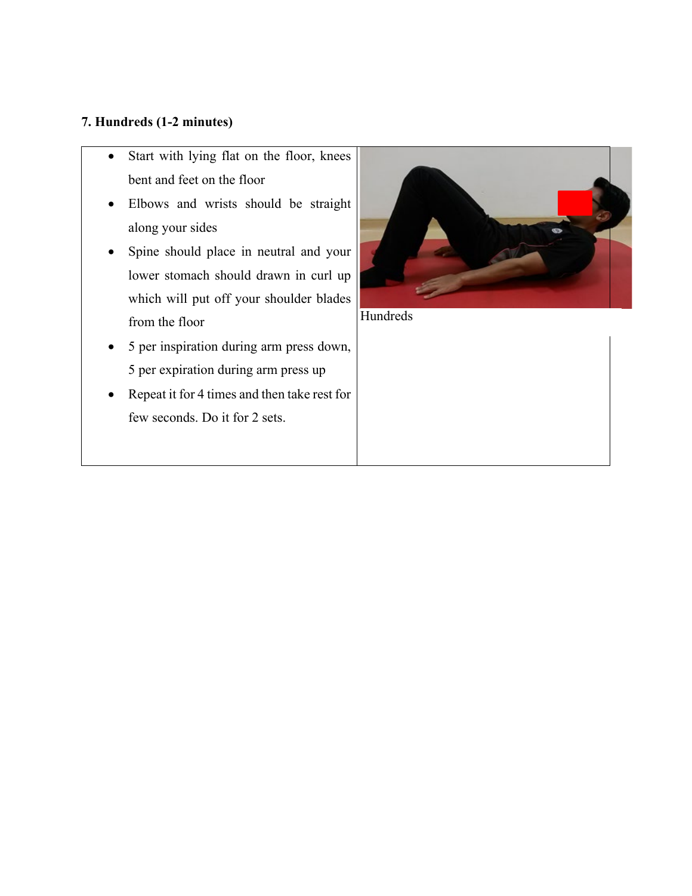**7. Hundreds (1-2 minutes)**

| | |
|---|---|
| • Start with lying flat on the floor, knees bent and feet on the floor<br>• Elbows and wrists should be straight along your sides<br>• Spine should place in neutral and your lower stomach should drawn in curl up which will put off your shoulder blades from the floor<br>• 5 per inspiration during arm press down, 5 per expiration during arm press up<br>• Repeat it for 4 times and then take rest for few seconds. Do it for 2 sets. | Hundreds |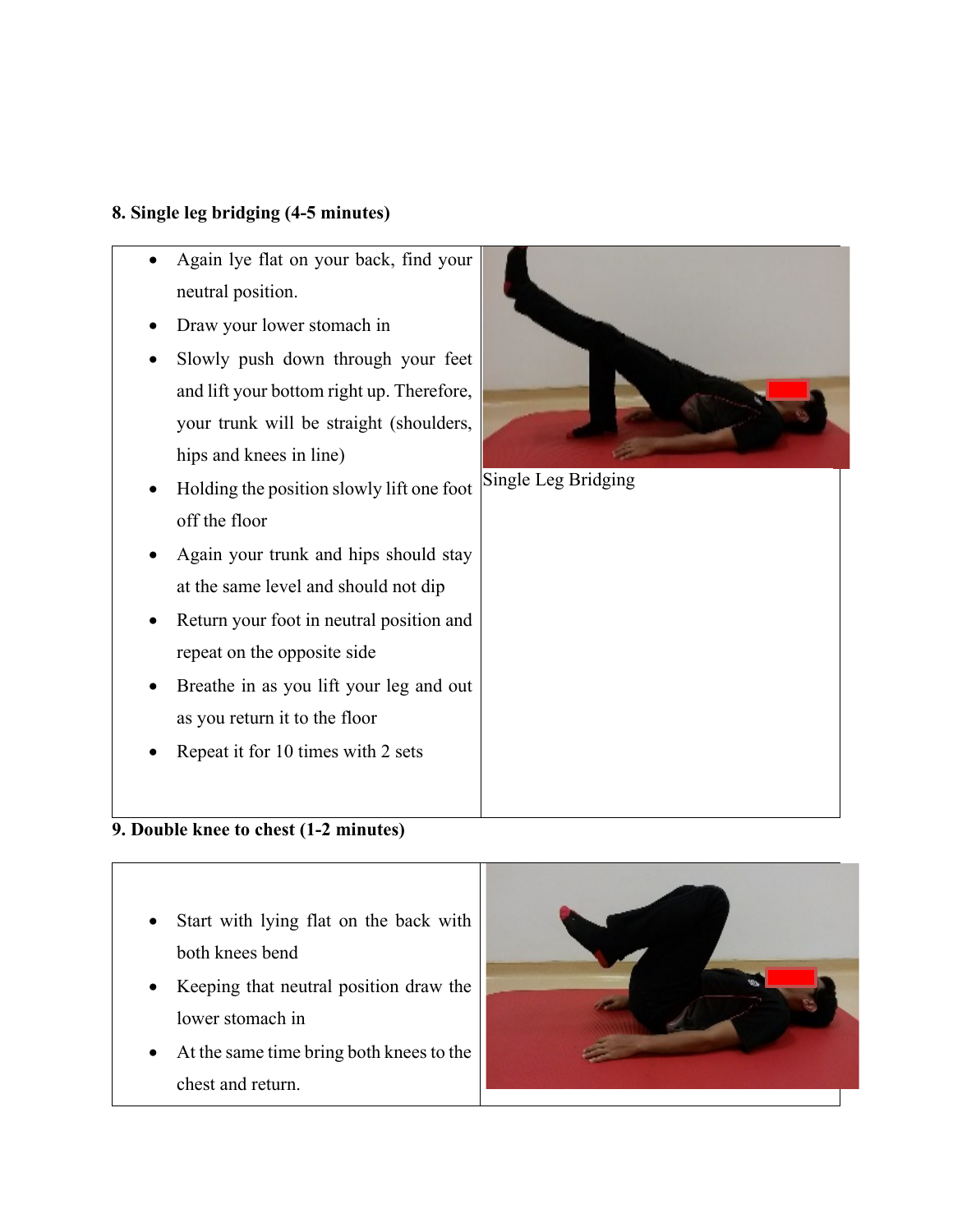**8. Single leg bridging (4-5 minutes)**

- Again lye flat on your back, find your neutral position.
- Draw your lower stomach in
- Slowly push down through your feet and lift your bottom right up. Therefore, your trunk will be straight (shoulders, hips and knees in line)
- Holding the position slowly lift one foot off the floor
- Again your trunk and hips should stay at the same level and should not dip
- Return your foot in neutral position and repeat on the opposite side
- Breathe in as you lift your leg and out as you return it to the floor
- Repeat it for 10 times with 2 sets

Single Leg Bridging

**9. Double knee to chest (1-2 minutes)**

- Start with lying flat on the back with both knees bend
- Keeping that neutral position draw the lower stomach in
- At the same time bring both knees to the chest and return.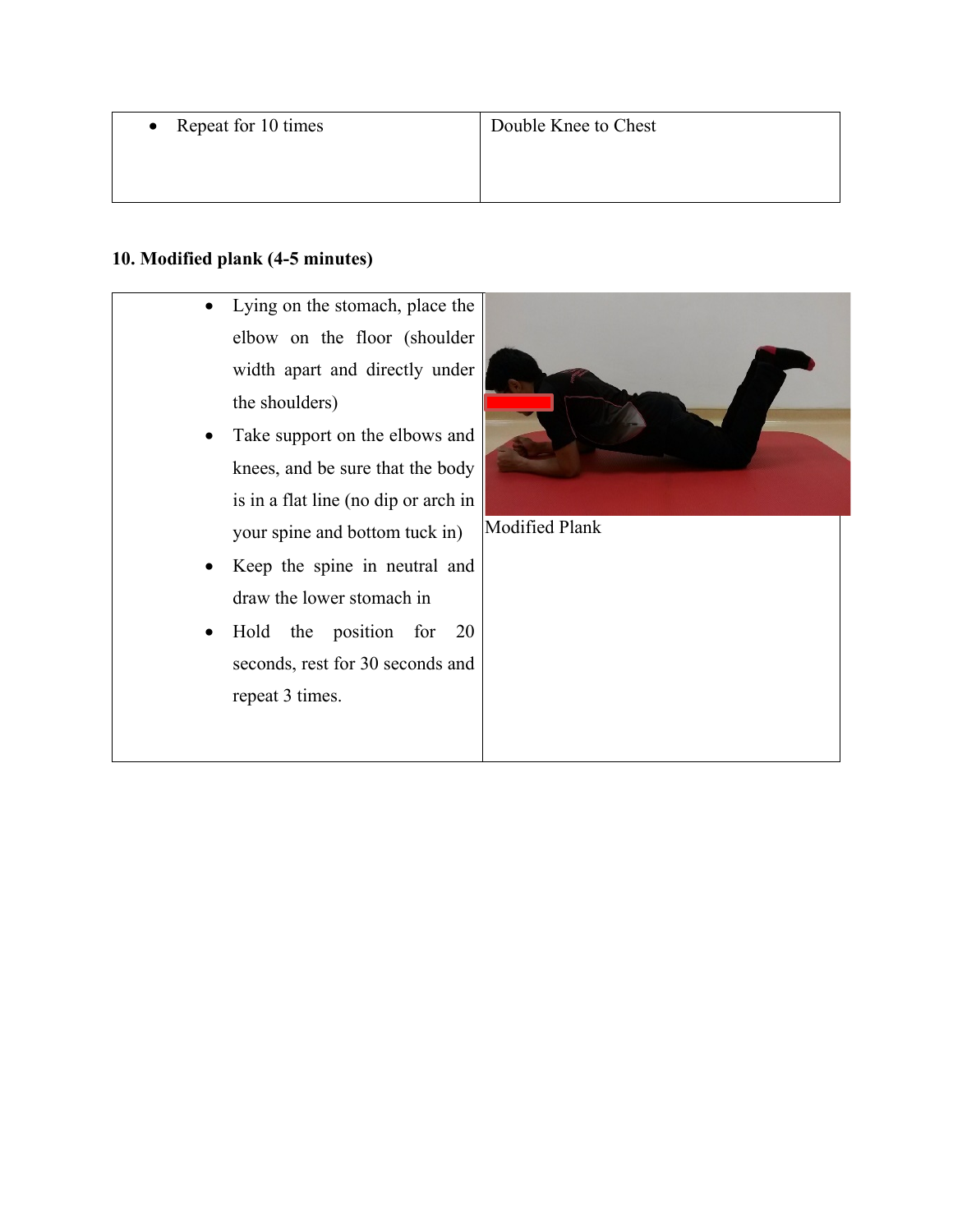| • Repeat for 10 times | Double Knee to Chest |
|---|---|

**10. Modified plank (4-5 minutes)**

| Instructions | Illustration |
|---|---|
| • Lying on the stomach, place the elbow on the floor (shoulder width apart and directly under the shoulders)<br>• Take support on the elbows and knees, and be sure that the body is in a flat line (no dip or arch in your spine and bottom tuck in)<br>• Keep the spine in neutral and draw the lower stomach in<br>• Hold the position for 20 seconds, rest for 30 seconds and repeat 3 times. | Modified Plank |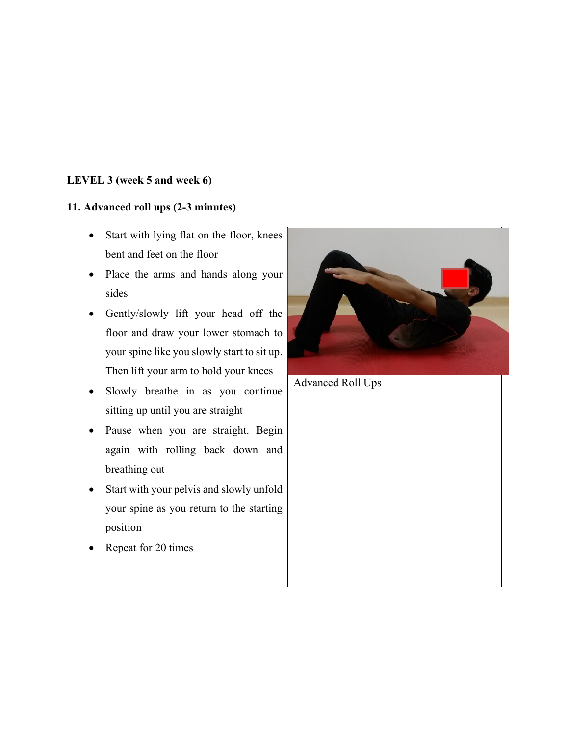**LEVEL 3 (week 5 and week 6)**

**11. Advanced roll ups (2-3 minutes)**

| | |
|---|---|
| • Start with lying flat on the floor, knees bent and feet on the floor<br>• Place the arms and hands along your sides<br>• Gently/slowly lift your head off the floor and draw your lower stomach to your spine like you slowly start to sit up. Then lift your arm to hold your knees<br>• Slowly breathe in as you continue sitting up until you are straight<br>• Pause when you are straight. Begin again with rolling back down and breathing out<br>• Start with your pelvis and slowly unfold your spine as you return to the starting position<br>• Repeat for 20 times | Advanced Roll Ups |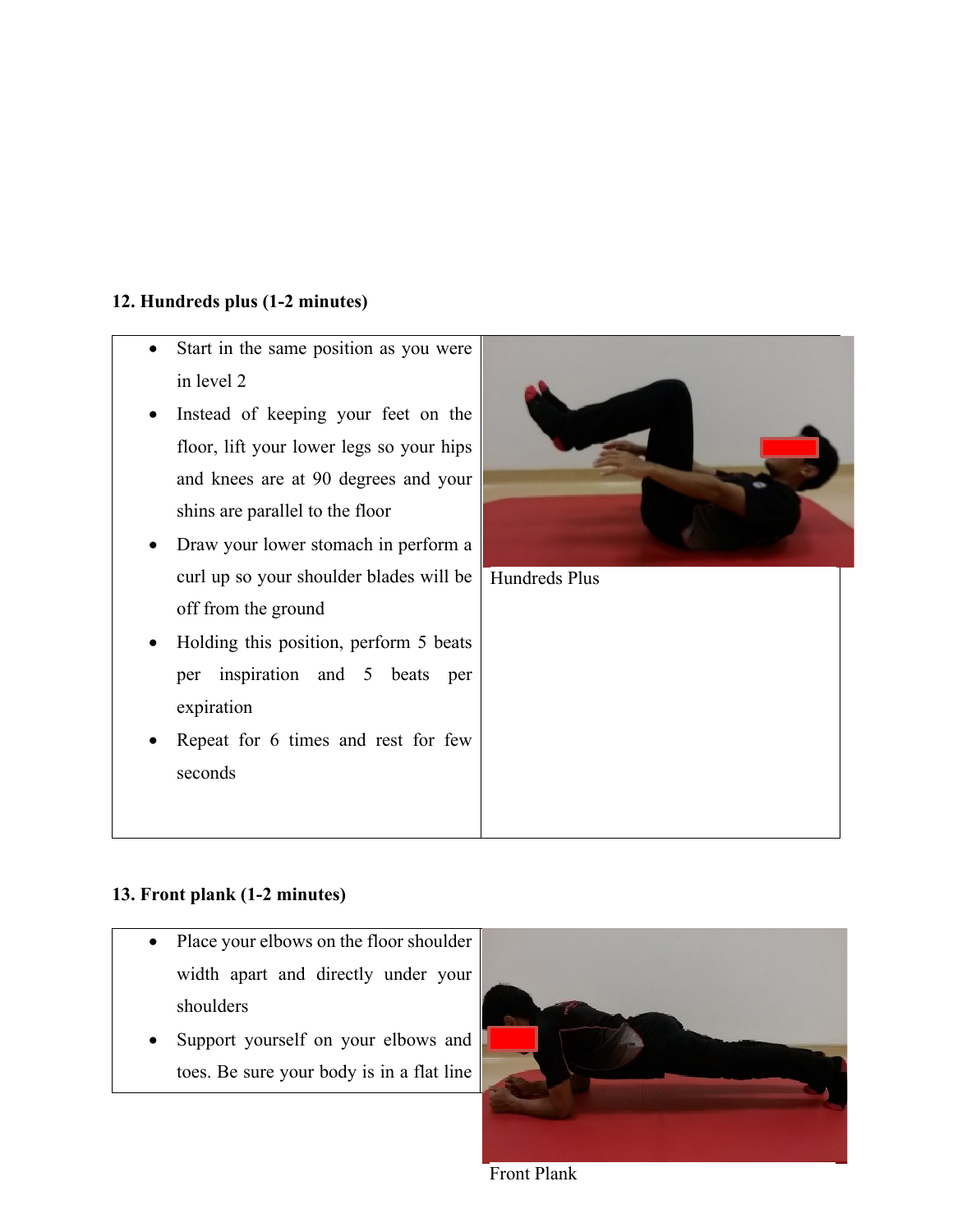**12. Hundreds plus (1-2 minutes)**

| | |
|---|---|
| • Start in the same position as you were in level 2<br>• Instead of keeping your feet on the floor, lift your lower legs so your hips and knees are at 90 degrees and your shins are parallel to the floor<br>• Draw your lower stomach in perform a curl up so your shoulder blades will be off from the ground<br>• Holding this position, perform 5 beats per inspiration and 5 beats per expiration<br>• Repeat for 6 times and rest for few seconds | Hundreds Plus |

**13. Front plank (1-2 minutes)**

| | |
|---|---|
| • Place your elbows on the floor shoulder width apart and directly under your shoulders<br>• Support yourself on your elbows and toes. Be sure your body is in a flat line | Front Plank |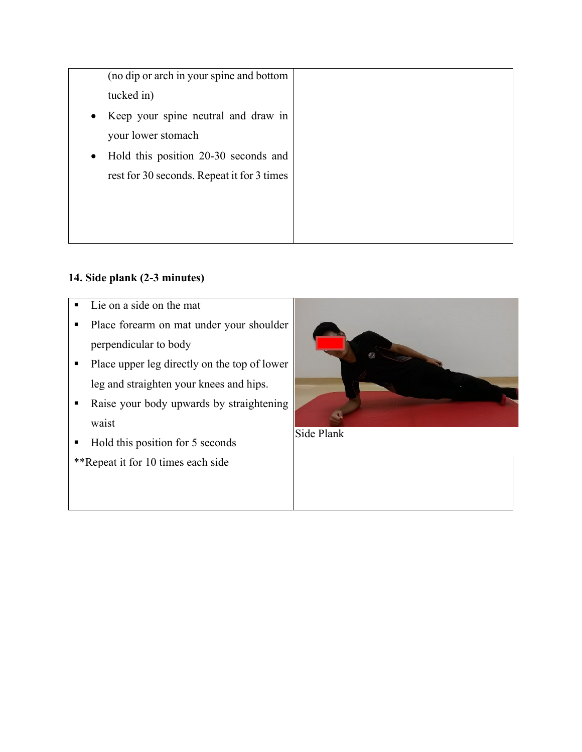| | |
|---|---|
| (no dip or arch in your spine and bottom tucked in)<br>• Keep your spine neutral and draw in your lower stomach<br>• Hold this position 20-30 seconds and rest for 30 seconds. Repeat it for 3 times | |

**14. Side plank (2-3 minutes)**

| | |
|---|---|
| ▪ Lie on a side on the mat<br>▪ Place forearm on mat under your shoulder perpendicular to body<br>▪ Place upper leg directly on the top of lower leg and straighten your knees and hips.<br>▪ Raise your body upwards by straightening waist<br>▪ Hold this position for 5 seconds<br>**Repeat it for 10 times each side | Side Plank |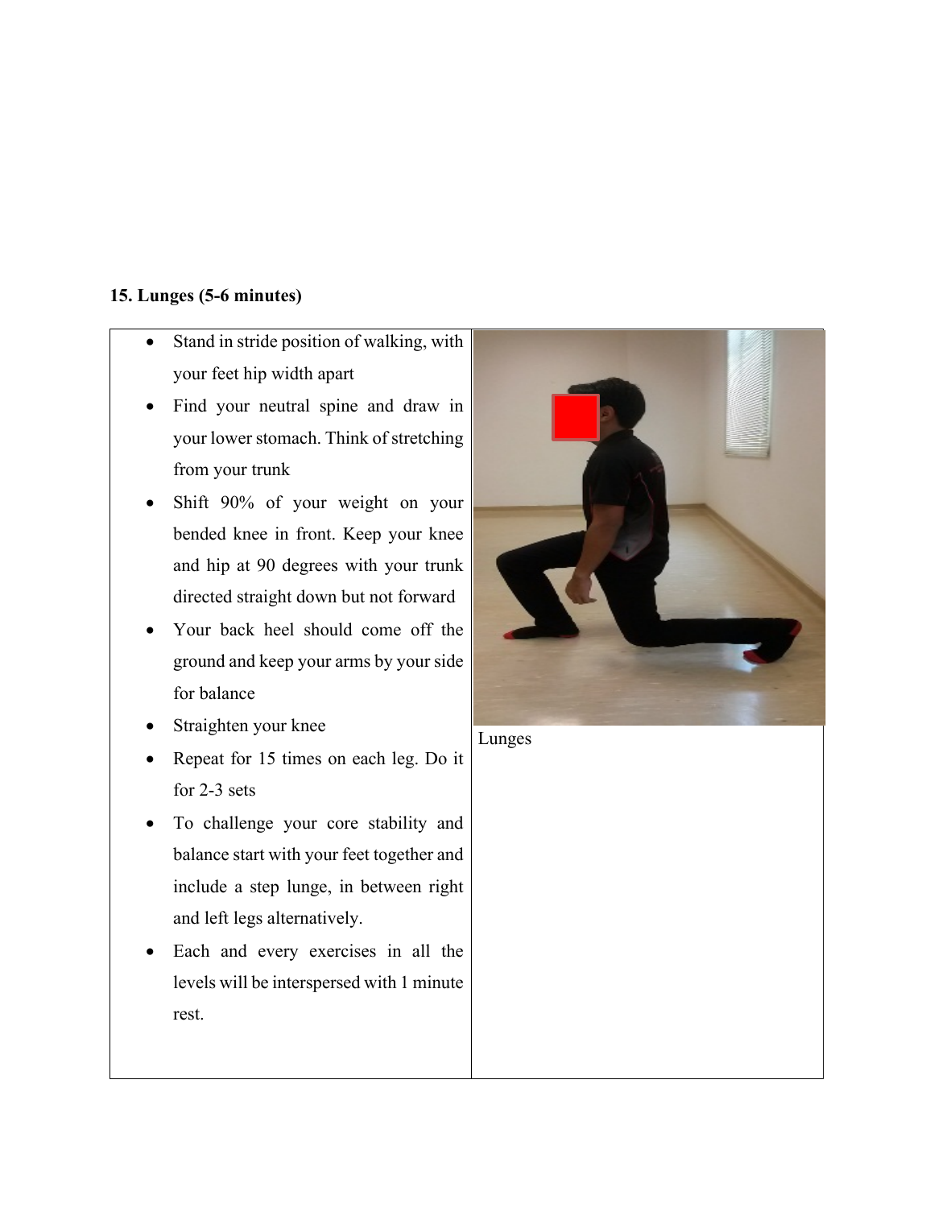**15. Lunges (5-6 minutes)**

- Stand in stride position of walking, with your feet hip width apart
- Find your neutral spine and draw in your lower stomach. Think of stretching from your trunk
- Shift 90% of your weight on your bended knee in front. Keep your knee and hip at 90 degrees with your trunk directed straight down but not forward
- Your back heel should come off the ground and keep your arms by your side for balance
- Straighten your knee
- Repeat for 15 times on each leg. Do it for 2-3 sets
- To challenge your core stability and balance start with your feet together and include a step lunge, in between right and left legs alternatively.
- Each and every exercises in all the levels will be interspersed with 1 minute rest.

Lunges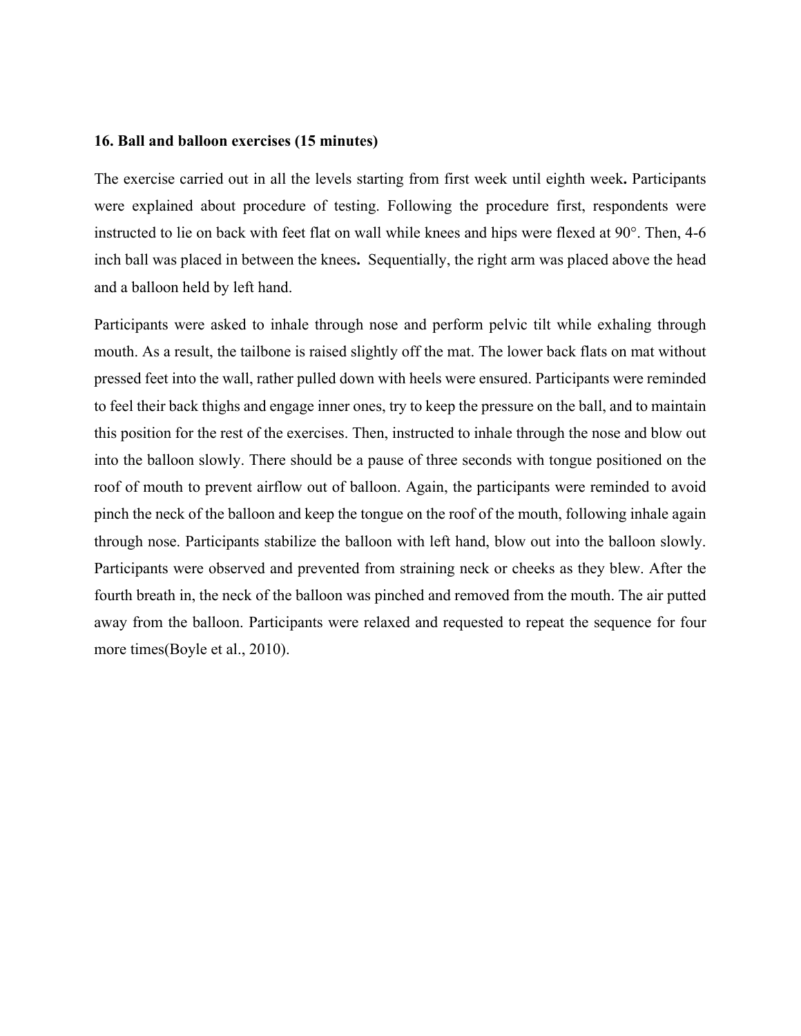**16. Ball and balloon exercises (15 minutes)**

The exercise carried out in all the levels starting from first week until eighth week**.** Participants were explained about procedure of testing. Following the procedure first, respondents were instructed to lie on back with feet flat on wall while knees and hips were flexed at 90°. Then, 4-6 inch ball was placed in between the knees**.** Sequentially, the right arm was placed above the head and a balloon held by left hand.

Participants were asked to inhale through nose and perform pelvic tilt while exhaling through mouth. As a result, the tailbone is raised slightly off the mat. The lower back flats on mat without pressed feet into the wall, rather pulled down with heels were ensured. Participants were reminded to feel their back thighs and engage inner ones, try to keep the pressure on the ball, and to maintain this position for the rest of the exercises. Then, instructed to inhale through the nose and blow out into the balloon slowly. There should be a pause of three seconds with tongue positioned on the roof of mouth to prevent airflow out of balloon. Again, the participants were reminded to avoid pinch the neck of the balloon and keep the tongue on the roof of the mouth, following inhale again through nose. Participants stabilize the balloon with left hand, blow out into the balloon slowly. Participants were observed and prevented from straining neck or cheeks as they blew. After the fourth breath in, the neck of the balloon was pinched and removed from the mouth. The air putted away from the balloon. Participants were relaxed and requested to repeat the sequence for four more times(Boyle et al., 2010).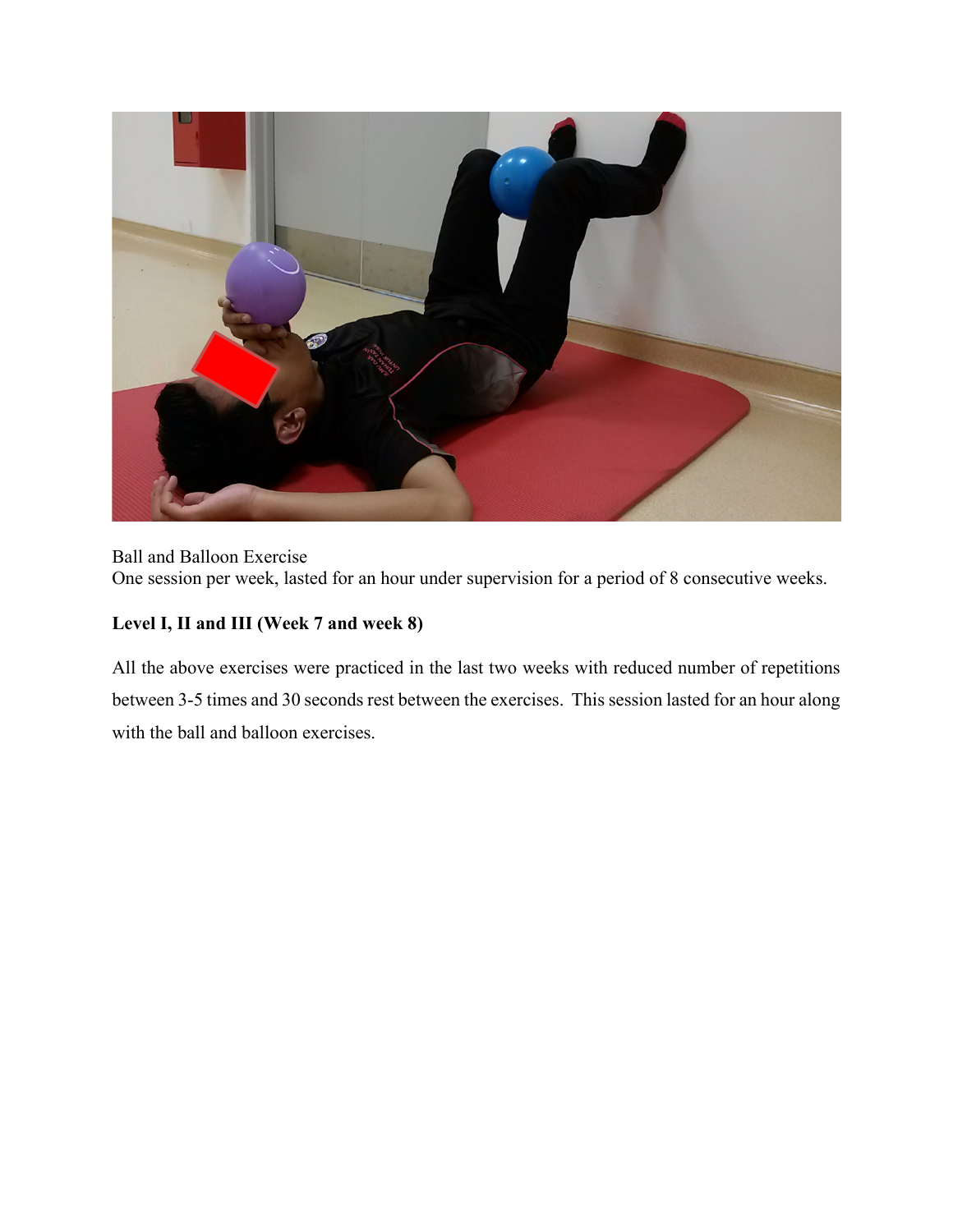Ball and Balloon Exercise
One session per week, lasted for an hour under supervision for a period of 8 consecutive weeks.

**Level I, II and III (Week 7 and week 8)**

All the above exercises were practiced in the last two weeks with reduced number of repetitions between 3-5 times and 30 seconds rest between the exercises. This session lasted for an hour along with the ball and balloon exercises.